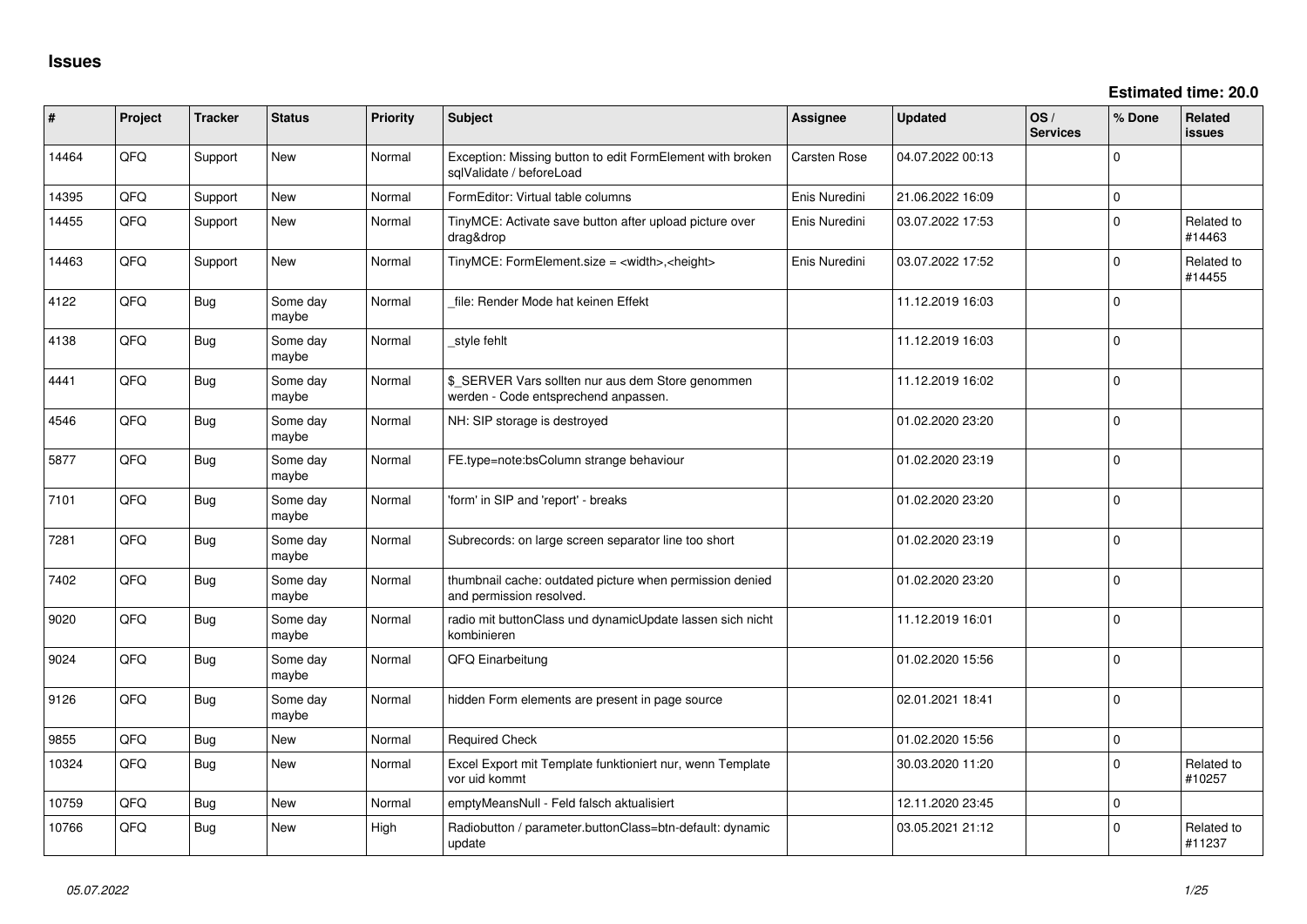# Issues

**Estimated time: 20.0**

| # | Project | Tracker | Status | Priority | Subject | Assignee | Updated | OS / Services | % Done | Related issues |
|---|---|---|---|---|---|---|---|---|---|---|
| 14464 | QFQ | Support | New | Normal | Exception: Missing button to edit FormElement with broken sqlValidate / beforeLoad | Carsten Rose | 04.07.2022 00:13 | | 0 | |
| 14395 | QFQ | Support | New | Normal | FormEditor: Virtual table columns | Enis Nuredini | 21.06.2022 16:09 | | 0 | |
| 14455 | QFQ | Support | New | Normal | TinyMCE: Activate save button after upload picture over drag&drop | Enis Nuredini | 03.07.2022 17:53 | | 0 | Related to #14463 |
| 14463 | QFQ | Support | New | Normal | TinyMCE: FormElement.size = <width>,<height> | Enis Nuredini | 03.07.2022 17:52 | | 0 | Related to #14455 |
| 4122 | QFQ | Bug | Some day maybe | Normal | _file: Render Mode hat keinen Effekt | | 11.12.2019 16:03 | | 0 | |
| 4138 | QFQ | Bug | Some day maybe | Normal | _style fehlt | | 11.12.2019 16:03 | | 0 | |
| 4441 | QFQ | Bug | Some day maybe | Normal | $_SERVER Vars sollten nur aus dem Store genommen werden - Code entsprechend anpassen. | | 11.12.2019 16:02 | | 0 | |
| 4546 | QFQ | Bug | Some day maybe | Normal | NH: SIP storage is destroyed | | 01.02.2020 23:20 | | 0 | |
| 5877 | QFQ | Bug | Some day maybe | Normal | FE.type=note:bsColumn strange behaviour | | 01.02.2020 23:19 | | 0 | |
| 7101 | QFQ | Bug | Some day maybe | Normal | 'form' in SIP and 'report' - breaks | | 01.02.2020 23:20 | | 0 | |
| 7281 | QFQ | Bug | Some day maybe | Normal | Subrecords: on large screen separator line too short | | 01.02.2020 23:19 | | 0 | |
| 7402 | QFQ | Bug | Some day maybe | Normal | thumbnail cache: outdated picture when permission denied and permission resolved. | | 01.02.2020 23:20 | | 0 | |
| 9020 | QFQ | Bug | Some day maybe | Normal | radio mit buttonClass und dynamicUpdate lassen sich nicht kombinieren | | 11.12.2019 16:01 | | 0 | |
| 9024 | QFQ | Bug | Some day maybe | Normal | QFQ Einarbeitung | | 01.02.2020 15:56 | | 0 | |
| 9126 | QFQ | Bug | Some day maybe | Normal | hidden Form elements are present in page source | | 02.01.2021 18:41 | | 0 | |
| 9855 | QFQ | Bug | New | Normal | Required Check | | 01.02.2020 15:56 | | 0 | |
| 10324 | QFQ | Bug | New | Normal | Excel Export mit Template funktioniert nur, wenn Template vor uid kommt | | 30.03.2020 11:20 | | 0 | Related to #10257 |
| 10759 | QFQ | Bug | New | Normal | emptyMeansNull - Feld falsch aktualisiert | | 12.11.2020 23:45 | | 0 | |
| 10766 | QFQ | Bug | New | High | Radiobutton / parameter.buttonClass=btn-default: dynamic update | | 03.05.2021 21:12 | | 0 | Related to #11237 |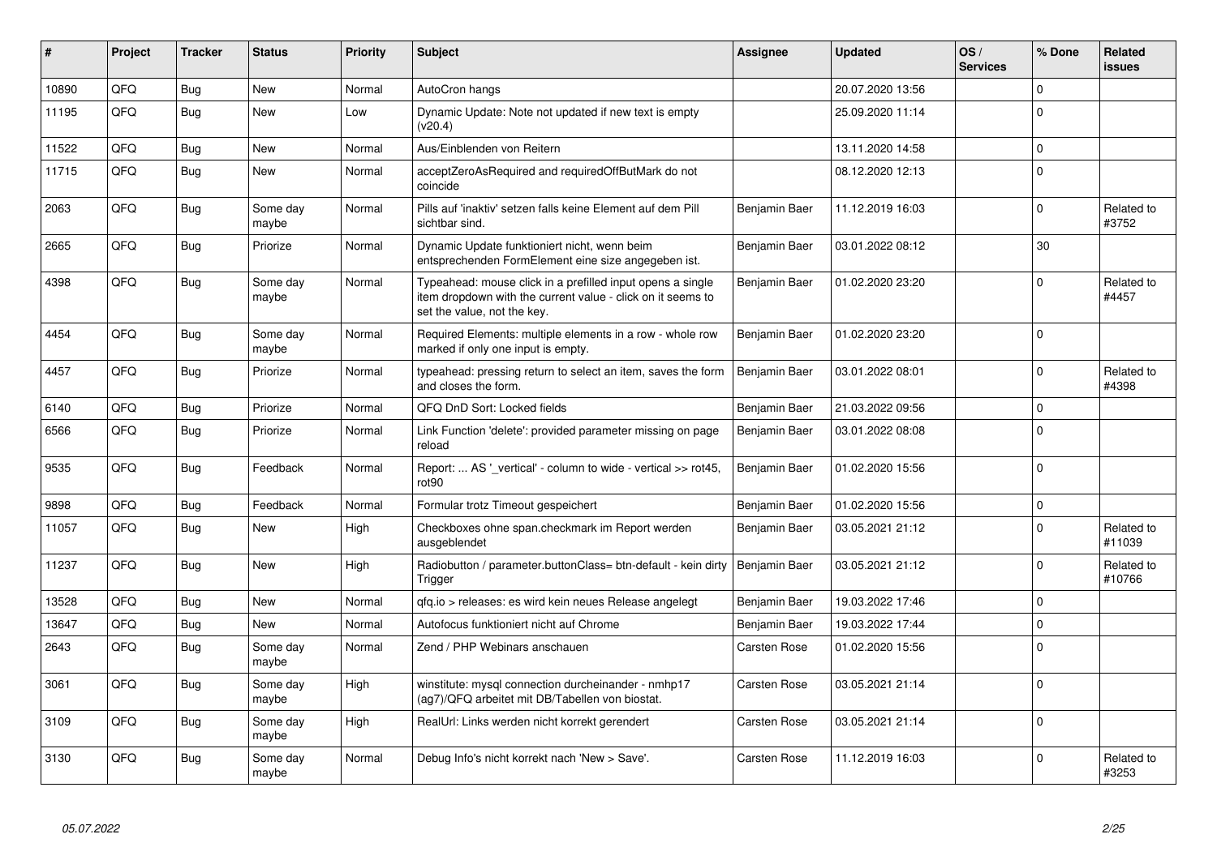| # | Project | Tracker | Status | Priority | Subject | Assignee | Updated | OS / Services | % Done | Related issues |
|---|---|---|---|---|---|---|---|---|---|---|
| 10890 | QFQ | Bug | New | Normal | AutoCron hangs | | 20.07.2020 13:56 | | 0 | |
| 11195 | QFQ | Bug | New | Low | Dynamic Update: Note not updated if new text is empty (v20.4) | | 25.09.2020 11:14 | | 0 | |
| 11522 | QFQ | Bug | New | Normal | Aus/Einblenden von Reitern | | 13.11.2020 14:58 | | 0 | |
| 11715 | QFQ | Bug | New | Normal | acceptZeroAsRequired and requiredOffButMark do not coincide | | 08.12.2020 12:13 | | 0 | |
| 2063 | QFQ | Bug | Some day maybe | Normal | Pills auf 'inaktiv' setzen falls keine Element auf dem Pill sichtbar sind. | Benjamin Baer | 11.12.2019 16:03 | | 0 | Related to #3752 |
| 2665 | QFQ | Bug | Priorize | Normal | Dynamic Update funktioniert nicht, wenn beim entsprechenden FormElement eine size angegeben ist. | Benjamin Baer | 03.01.2022 08:12 | | 30 | |
| 4398 | QFQ | Bug | Some day maybe | Normal | Typeahead: mouse click in a prefilled input opens a single item dropdown with the current value - click on it seems to set the value, not the key. | Benjamin Baer | 01.02.2020 23:20 | | 0 | Related to #4457 |
| 4454 | QFQ | Bug | Some day maybe | Normal | Required Elements: multiple elements in a row - whole row marked if only one input is empty. | Benjamin Baer | 01.02.2020 23:20 | | 0 | |
| 4457 | QFQ | Bug | Priorize | Normal | typeahead: pressing return to select an item, saves the form and closes the form. | Benjamin Baer | 03.01.2022 08:01 | | 0 | Related to #4398 |
| 6140 | QFQ | Bug | Priorize | Normal | QFQ DnD Sort: Locked fields | Benjamin Baer | 21.03.2022 09:56 | | 0 | |
| 6566 | QFQ | Bug | Priorize | Normal | Link Function 'delete': provided parameter missing on page reload | Benjamin Baer | 03.01.2022 08:08 | | 0 | |
| 9535 | QFQ | Bug | Feedback | Normal | Report: ... AS '_vertical' - column to wide - vertical >> rot45, rot90 | Benjamin Baer | 01.02.2020 15:56 | | 0 | |
| 9898 | QFQ | Bug | Feedback | Normal | Formular trotz Timeout gespeichert | Benjamin Baer | 01.02.2020 15:56 | | 0 | |
| 11057 | QFQ | Bug | New | High | Checkboxes ohne span.checkmark im Report werden ausgeblendet | Benjamin Baer | 03.05.2021 21:12 | | 0 | Related to #11039 |
| 11237 | QFQ | Bug | New | High | Radiobutton / parameter.buttonClass= btn-default - kein dirty Trigger | Benjamin Baer | 03.05.2021 21:12 | | 0 | Related to #10766 |
| 13528 | QFQ | Bug | New | Normal | qfq.io > releases: es wird kein neues Release angelegt | Benjamin Baer | 19.03.2022 17:46 | | 0 | |
| 13647 | QFQ | Bug | New | Normal | Autofocus funktioniert nicht auf Chrome | Benjamin Baer | 19.03.2022 17:44 | | 0 | |
| 2643 | QFQ | Bug | Some day maybe | Normal | Zend / PHP Webinars anschauen | Carsten Rose | 01.02.2020 15:56 | | 0 | |
| 3061 | QFQ | Bug | Some day maybe | High | winstitute: mysql connection durcheinander - nmhp17 (ag7)/QFQ arbeitet mit DB/Tabellen von biostat. | Carsten Rose | 03.05.2021 21:14 | | 0 | |
| 3109 | QFQ | Bug | Some day maybe | High | RealUrl: Links werden nicht korrekt gerendert | Carsten Rose | 03.05.2021 21:14 | | 0 | |
| 3130 | QFQ | Bug | Some day maybe | Normal | Debug Info's nicht korrekt nach 'New > Save'. | Carsten Rose | 11.12.2019 16:03 | | 0 | Related to #3253 |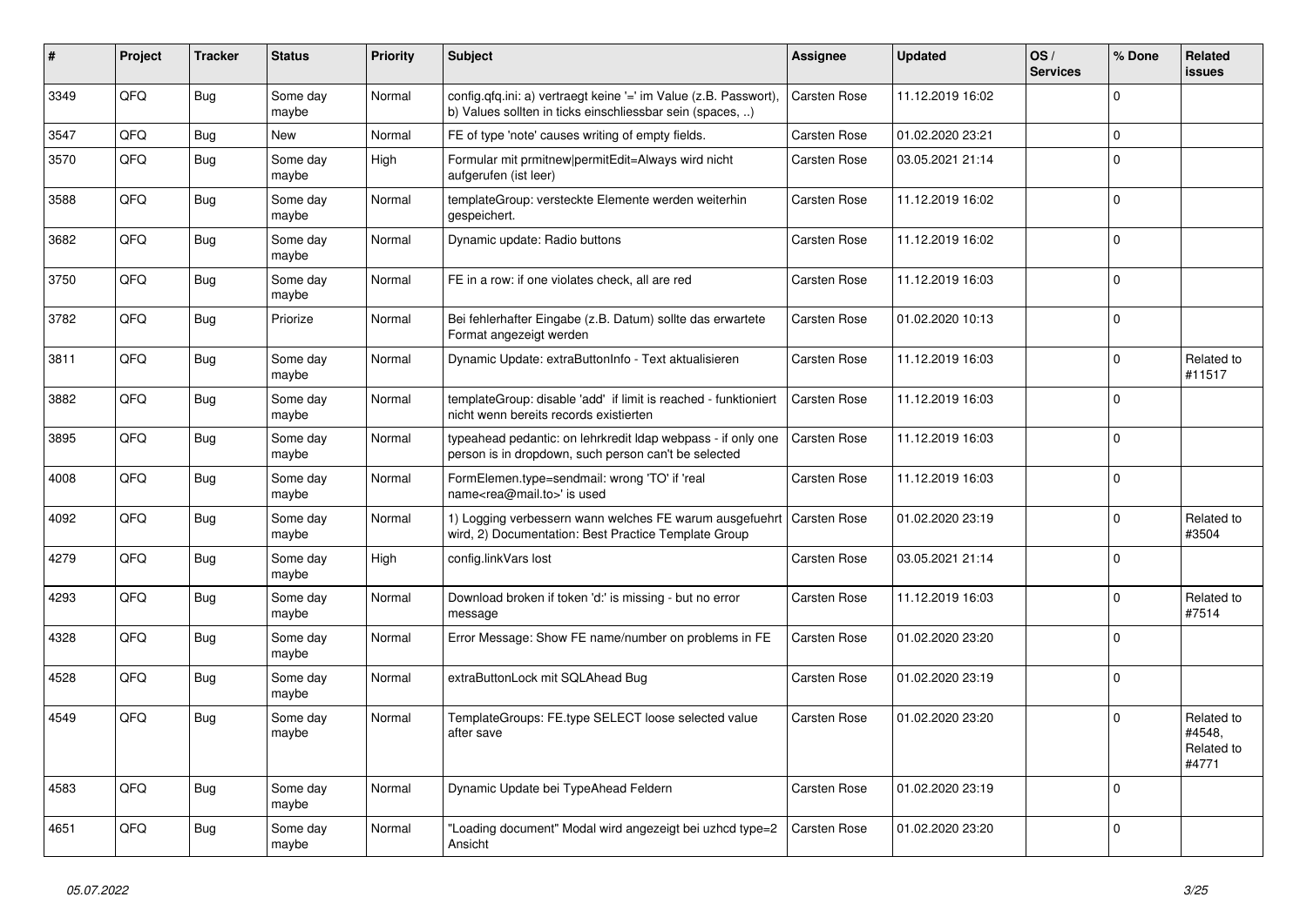| # | Project | Tracker | Status | Priority | Subject | Assignee | Updated | OS / Services | % Done | Related issues |
|---|---|---|---|---|---|---|---|---|---|---|
| 3349 | QFQ | Bug | Some day maybe | Normal | config.qfq.ini: a) vertraegt keine '=' im Value (z.B. Passwort), b) Values sollten in ticks einschliessbar sein (spaces, ..) | Carsten Rose | 11.12.2019 16:02 | | 0 | |
| 3547 | QFQ | Bug | New | Normal | FE of type 'note' causes writing of empty fields. | Carsten Rose | 01.02.2020 23:21 | | 0 | |
| 3570 | QFQ | Bug | Some day maybe | High | Formular mit prmitnew\|permitEdit=Always wird nicht aufgerufen (ist leer) | Carsten Rose | 03.05.2021 21:14 | | 0 | |
| 3588 | QFQ | Bug | Some day maybe | Normal | templateGroup: versteckte Elemente werden weiterhin gespeichert. | Carsten Rose | 11.12.2019 16:02 | | 0 | |
| 3682 | QFQ | Bug | Some day maybe | Normal | Dynamic update: Radio buttons | Carsten Rose | 11.12.2019 16:02 | | 0 | |
| 3750 | QFQ | Bug | Some day maybe | Normal | FE in a row: if one violates check, all are red | Carsten Rose | 11.12.2019 16:03 | | 0 | |
| 3782 | QFQ | Bug | Priorize | Normal | Bei fehlerhafter Eingabe (z.B. Datum) sollte das erwartete Format angezeigt werden | Carsten Rose | 01.02.2020 10:13 | | 0 | |
| 3811 | QFQ | Bug | Some day maybe | Normal | Dynamic Update: extraButtonInfo - Text aktualisieren | Carsten Rose | 11.12.2019 16:03 | | 0 | Related to #11517 |
| 3882 | QFQ | Bug | Some day maybe | Normal | templateGroup: disable 'add' if limit is reached - funktioniert nicht wenn bereits records existierten | Carsten Rose | 11.12.2019 16:03 | | 0 | |
| 3895 | QFQ | Bug | Some day maybe | Normal | typeahead pedantic: on lehrkredit ldap webpass - if only one person is in dropdown, such person can't be selected | Carsten Rose | 11.12.2019 16:03 | | 0 | |
| 4008 | QFQ | Bug | Some day maybe | Normal | FormElemen.type=sendmail: wrong 'TO' if 'real name<rea@mail.to>' is used | Carsten Rose | 11.12.2019 16:03 | | 0 | |
| 4092 | QFQ | Bug | Some day maybe | Normal | 1) Logging verbessern wann welches FE warum ausgefuehrt wird, 2) Documentation: Best Practice Template Group | Carsten Rose | 01.02.2020 23:19 | | 0 | Related to #3504 |
| 4279 | QFQ | Bug | Some day maybe | High | config.linkVars lost | Carsten Rose | 03.05.2021 21:14 | | 0 | |
| 4293 | QFQ | Bug | Some day maybe | Normal | Download broken if token 'd:' is missing - but no error message | Carsten Rose | 11.12.2019 16:03 | | 0 | Related to #7514 |
| 4328 | QFQ | Bug | Some day maybe | Normal | Error Message: Show FE name/number on problems in FE | Carsten Rose | 01.02.2020 23:20 | | 0 | |
| 4528 | QFQ | Bug | Some day maybe | Normal | extraButtonLock mit SQLAhead Bug | Carsten Rose | 01.02.2020 23:19 | | 0 | |
| 4549 | QFQ | Bug | Some day maybe | Normal | TemplateGroups: FE.type SELECT loose selected value after save | Carsten Rose | 01.02.2020 23:20 | | 0 | Related to #4548, Related to #4771 |
| 4583 | QFQ | Bug | Some day maybe | Normal | Dynamic Update bei TypeAhead Feldern | Carsten Rose | 01.02.2020 23:19 | | 0 | |
| 4651 | QFQ | Bug | Some day maybe | Normal | "Loading document" Modal wird angezeigt bei uzhcd type=2 Ansicht | Carsten Rose | 01.02.2020 23:20 | | 0 | |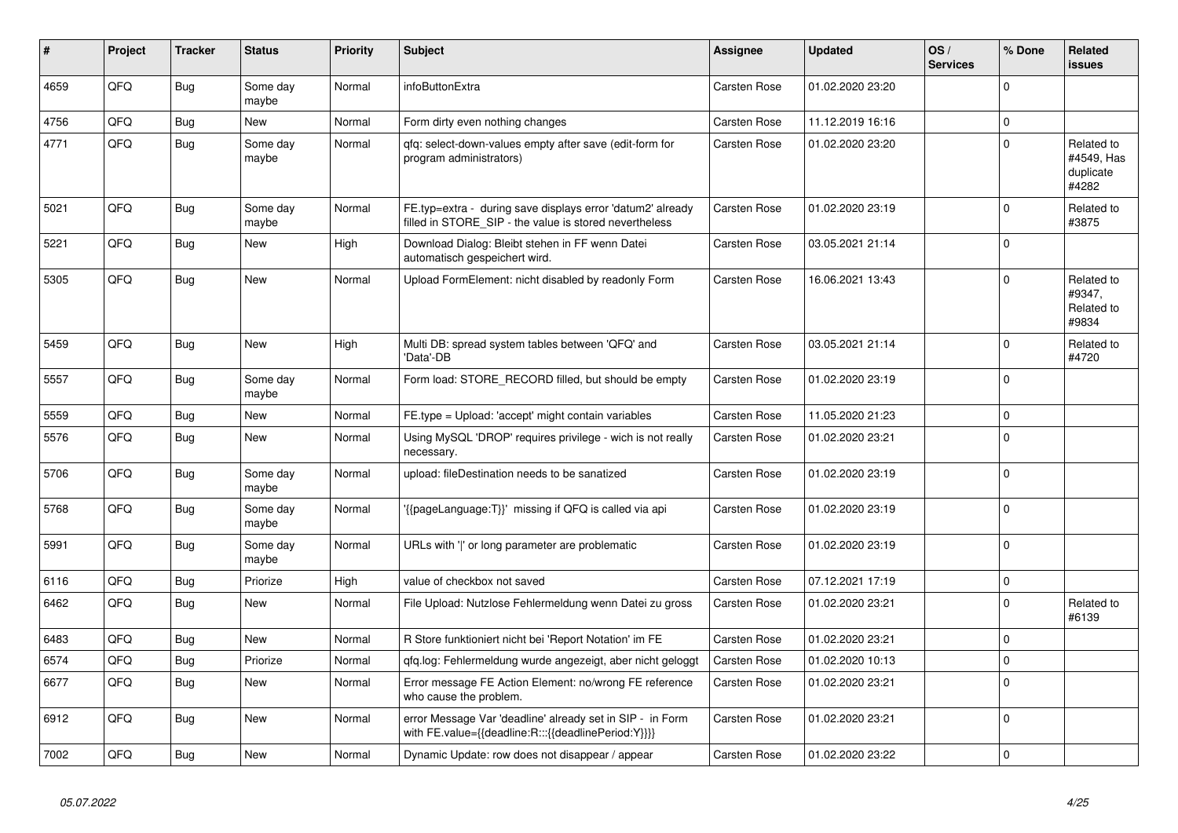| # | Project | Tracker | Status | Priority | Subject | Assignee | Updated | OS / Services | % Done | Related issues |
|---|---|---|---|---|---|---|---|---|---|---|
| 4659 | QFQ | Bug | Some day maybe | Normal | infoButtonExtra | Carsten Rose | 01.02.2020 23:20 | | 0 | |
| 4756 | QFQ | Bug | New | Normal | Form dirty even nothing changes | Carsten Rose | 11.12.2019 16:16 | | 0 | |
| 4771 | QFQ | Bug | Some day maybe | Normal | qfq: select-down-values empty after save (edit-form for program administrators) | Carsten Rose | 01.02.2020 23:20 | | 0 | Related to #4549, Has duplicate #4282 |
| 5021 | QFQ | Bug | Some day maybe | Normal | FE.typ=extra - during save displays error 'datum2' already filled in STORE_SIP - the value is stored nevertheless | Carsten Rose | 01.02.2020 23:19 | | 0 | Related to #3875 |
| 5221 | QFQ | Bug | New | High | Download Dialog: Bleibt stehen in FF wenn Datei automatisch gespeichert wird. | Carsten Rose | 03.05.2021 21:14 | | 0 | |
| 5305 | QFQ | Bug | New | Normal | Upload FormElement: nicht disabled by readonly Form | Carsten Rose | 16.06.2021 13:43 | | 0 | Related to #9347, Related to #9834 |
| 5459 | QFQ | Bug | New | High | Multi DB: spread system tables between 'QFQ' and 'Data'-DB | Carsten Rose | 03.05.2021 21:14 | | 0 | Related to #4720 |
| 5557 | QFQ | Bug | Some day maybe | Normal | Form load: STORE_RECORD filled, but should be empty | Carsten Rose | 01.02.2020 23:19 | | 0 | |
| 5559 | QFQ | Bug | New | Normal | FE.type = Upload: 'accept' might contain variables | Carsten Rose | 11.05.2020 21:23 | | 0 | |
| 5576 | QFQ | Bug | New | Normal | Using MySQL 'DROP' requires privilege - wich is not really necessary. | Carsten Rose | 01.02.2020 23:21 | | 0 | |
| 5706 | QFQ | Bug | Some day maybe | Normal | upload: fileDestination needs to be sanatized | Carsten Rose | 01.02.2020 23:19 | | 0 | |
| 5768 | QFQ | Bug | Some day maybe | Normal | '{{pageLanguage:T}}' missing if QFQ is called via api | Carsten Rose | 01.02.2020 23:19 | | 0 | |
| 5991 | QFQ | Bug | Some day maybe | Normal | URLs with '\|' or long parameter are problematic | Carsten Rose | 01.02.2020 23:19 | | 0 | |
| 6116 | QFQ | Bug | Priorize | High | value of checkbox not saved | Carsten Rose | 07.12.2021 17:19 | | 0 | |
| 6462 | QFQ | Bug | New | Normal | File Upload: Nutzlose Fehlermeldung wenn Datei zu gross | Carsten Rose | 01.02.2020 23:21 | | 0 | Related to #6139 |
| 6483 | QFQ | Bug | New | Normal | R Store funktioniert nicht bei 'Report Notation' im FE | Carsten Rose | 01.02.2020 23:21 | | 0 | |
| 6574 | QFQ | Bug | Priorize | Normal | qfq.log: Fehlermeldung wurde angezeigt, aber nicht geloggt | Carsten Rose | 01.02.2020 10:13 | | 0 | |
| 6677 | QFQ | Bug | New | Normal | Error message FE Action Element: no/wrong FE reference who cause the problem. | Carsten Rose | 01.02.2020 23:21 | | 0 | |
| 6912 | QFQ | Bug | New | Normal | error Message Var 'deadline' already set in SIP - in Form with FE.value={{deadline:R:::{{deadlinePeriod:Y}}}} | Carsten Rose | 01.02.2020 23:21 | | 0 | |
| 7002 | QFQ | Bug | New | Normal | Dynamic Update: row does not disappear / appear | Carsten Rose | 01.02.2020 23:22 | | 0 | |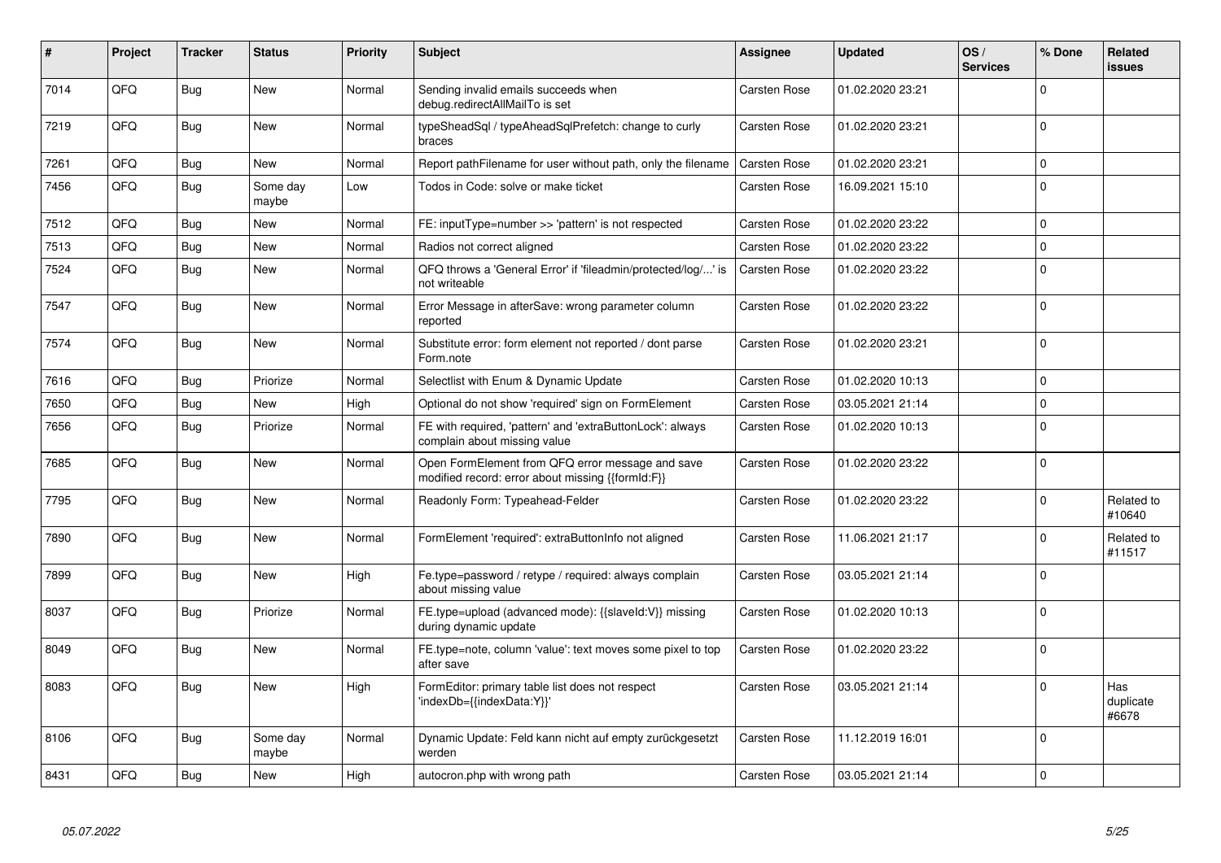| # | Project | Tracker | Status | Priority | Subject | Assignee | Updated | OS / Services | % Done | Related issues |
|---|---|---|---|---|---|---|---|---|---|---|
| 7014 | QFQ | Bug | New | Normal | Sending invalid emails succeeds when debug.redirectAllMailTo is set | Carsten Rose | 01.02.2020 23:21 | | 0 | |
| 7219 | QFQ | Bug | New | Normal | typeSheadSql / typeAheadSqlPrefetch: change to curly braces | Carsten Rose | 01.02.2020 23:21 | | 0 | |
| 7261 | QFQ | Bug | New | Normal | Report pathFilename for user without path, only the filename | Carsten Rose | 01.02.2020 23:21 | | 0 | |
| 7456 | QFQ | Bug | Some day maybe | Low | Todos in Code: solve or make ticket | Carsten Rose | 16.09.2021 15:10 | | 0 | |
| 7512 | QFQ | Bug | New | Normal | FE: inputType=number >> 'pattern' is not respected | Carsten Rose | 01.02.2020 23:22 | | 0 | |
| 7513 | QFQ | Bug | New | Normal | Radios not correct aligned | Carsten Rose | 01.02.2020 23:22 | | 0 | |
| 7524 | QFQ | Bug | New | Normal | QFQ throws a 'General Error' if 'fileadmin/protected/log/...' is not writeable | Carsten Rose | 01.02.2020 23:22 | | 0 | |
| 7547 | QFQ | Bug | New | Normal | Error Message in afterSave: wrong parameter column reported | Carsten Rose | 01.02.2020 23:22 | | 0 | |
| 7574 | QFQ | Bug | New | Normal | Substitute error: form element not reported / dont parse Form.note | Carsten Rose | 01.02.2020 23:21 | | 0 | |
| 7616 | QFQ | Bug | Priorize | Normal | Selectlist with Enum & Dynamic Update | Carsten Rose | 01.02.2020 10:13 | | 0 | |
| 7650 | QFQ | Bug | New | High | Optional do not show 'required' sign on FormElement | Carsten Rose | 03.05.2021 21:14 | | 0 | |
| 7656 | QFQ | Bug | Priorize | Normal | FE with required, 'pattern' and 'extraButtonLock': always complain about missing value | Carsten Rose | 01.02.2020 10:13 | | 0 | |
| 7685 | QFQ | Bug | New | Normal | Open FormElement from QFQ error message and save modified record: error about missing {{formId:F}} | Carsten Rose | 01.02.2020 23:22 | | 0 | |
| 7795 | QFQ | Bug | New | Normal | Readonly Form: Typeahead-Felder | Carsten Rose | 01.02.2020 23:22 | | 0 | Related to #10640 |
| 7890 | QFQ | Bug | New | Normal | FormElement 'required': extraButtonInfo not aligned | Carsten Rose | 11.06.2021 21:17 | | 0 | Related to #11517 |
| 7899 | QFQ | Bug | New | High | Fe.type=password / retype / required: always complain about missing value | Carsten Rose | 03.05.2021 21:14 | | 0 | |
| 8037 | QFQ | Bug | Priorize | Normal | FE.type=upload (advanced mode): {{slaveId:V}} missing during dynamic update | Carsten Rose | 01.02.2020 10:13 | | 0 | |
| 8049 | QFQ | Bug | New | Normal | FE.type=note, column 'value': text moves some pixel to top after save | Carsten Rose | 01.02.2020 23:22 | | 0 | |
| 8083 | QFQ | Bug | New | High | FormEditor: primary table list does not respect 'indexDb={{indexData:Y}}' | Carsten Rose | 03.05.2021 21:14 | | 0 | Has duplicate #6678 |
| 8106 | QFQ | Bug | Some day maybe | Normal | Dynamic Update: Feld kann nicht auf empty zurückgesetzt werden | Carsten Rose | 11.12.2019 16:01 | | 0 | |
| 8431 | QFQ | Bug | New | High | autocron.php with wrong path | Carsten Rose | 03.05.2021 21:14 | | 0 | |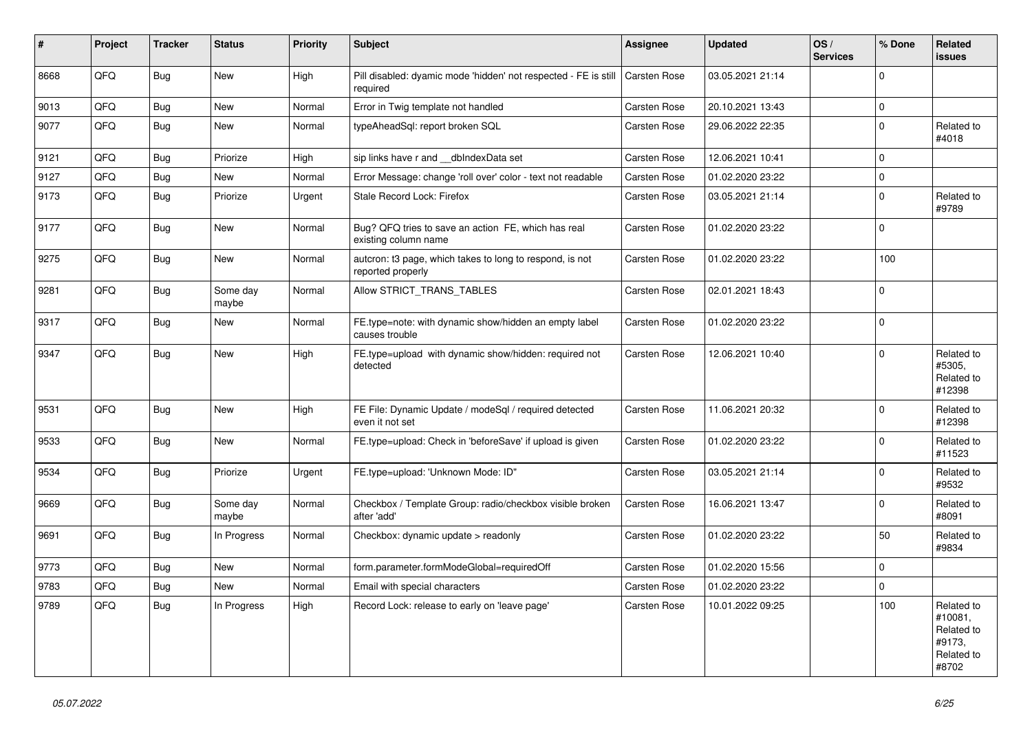| # | Project | Tracker | Status | Priority | Subject | Assignee | Updated | OS / Services | % Done | Related issues |
|---|---|---|---|---|---|---|---|---|---|---|
| 8668 | QFQ | Bug | New | High | Pill disabled: dyamic mode 'hidden' not respected - FE is still required | Carsten Rose | 03.05.2021 21:14 | | 0 | |
| 9013 | QFQ | Bug | New | Normal | Error in Twig template not handled | Carsten Rose | 20.10.2021 13:43 | | 0 | |
| 9077 | QFQ | Bug | New | Normal | typeAheadSql: report broken SQL | Carsten Rose | 29.06.2022 22:35 | | 0 | Related to #4018 |
| 9121 | QFQ | Bug | Priorize | High | sip links have r and __dbIndexData set | Carsten Rose | 12.06.2021 10:41 | | 0 | |
| 9127 | QFQ | Bug | New | Normal | Error Message: change 'roll over' color - text not readable | Carsten Rose | 01.02.2020 23:22 | | 0 | |
| 9173 | QFQ | Bug | Priorize | Urgent | Stale Record Lock: Firefox | Carsten Rose | 03.05.2021 21:14 | | 0 | Related to #9789 |
| 9177 | QFQ | Bug | New | Normal | Bug? QFQ tries to save an action FE, which has real existing column name | Carsten Rose | 01.02.2020 23:22 | | 0 | |
| 9275 | QFQ | Bug | New | Normal | autcron: t3 page, which takes to long to respond, is not reported properly | Carsten Rose | 01.02.2020 23:22 | | 100 | |
| 9281 | QFQ | Bug | Some day maybe | Normal | Allow STRICT_TRANS_TABLES | Carsten Rose | 02.01.2021 18:43 | | 0 | |
| 9317 | QFQ | Bug | New | Normal | FE.type=note: with dynamic show/hidden an empty label causes trouble | Carsten Rose | 01.02.2020 23:22 | | 0 | |
| 9347 | QFQ | Bug | New | High | FE.type=upload with dynamic show/hidden: required not detected | Carsten Rose | 12.06.2021 10:40 | | 0 | Related to #5305, Related to #12398 |
| 9531 | QFQ | Bug | New | High | FE File: Dynamic Update / modeSql / required detected even it not set | Carsten Rose | 11.06.2021 20:32 | | 0 | Related to #12398 |
| 9533 | QFQ | Bug | New | Normal | FE.type=upload: Check in 'beforeSave' if upload is given | Carsten Rose | 01.02.2020 23:22 | | 0 | Related to #11523 |
| 9534 | QFQ | Bug | Priorize | Urgent | FE.type=upload: 'Unknown Mode: ID" | Carsten Rose | 03.05.2021 21:14 | | 0 | Related to #9532 |
| 9669 | QFQ | Bug | Some day maybe | Normal | Checkbox / Template Group: radio/checkbox visible broken after 'add' | Carsten Rose | 16.06.2021 13:47 | | 0 | Related to #8091 |
| 9691 | QFQ | Bug | In Progress | Normal | Checkbox: dynamic update > readonly | Carsten Rose | 01.02.2020 23:22 | | 50 | Related to #9834 |
| 9773 | QFQ | Bug | New | Normal | form.parameter.formModeGlobal=requiredOff | Carsten Rose | 01.02.2020 15:56 | | 0 | |
| 9783 | QFQ | Bug | New | Normal | Email with special characters | Carsten Rose | 01.02.2020 23:22 | | 0 | |
| 9789 | QFQ | Bug | In Progress | High | Record Lock: release to early on 'leave page' | Carsten Rose | 10.01.2022 09:25 | | 100 | Related to #10081, Related to #9173, Related to #8702 |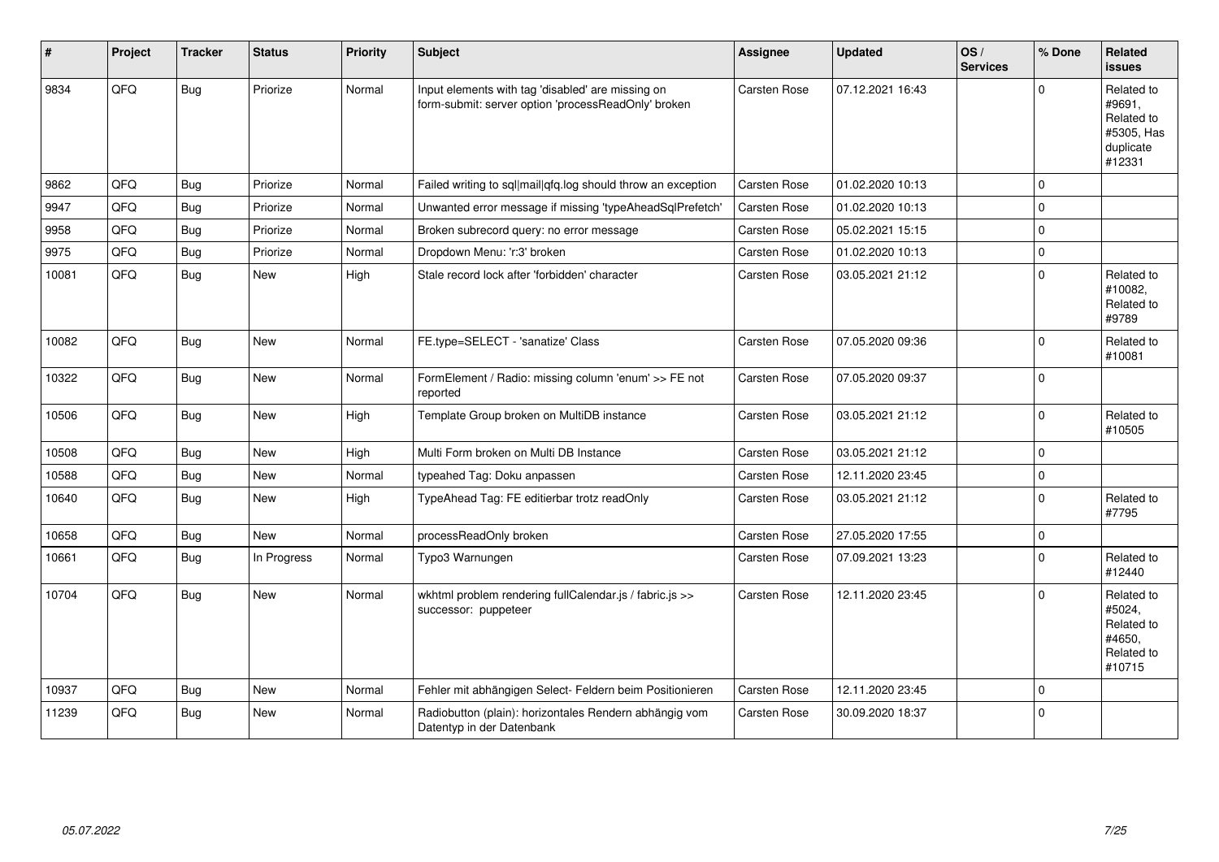| # | Project | Tracker | Status | Priority | Subject | Assignee | Updated | OS / Services | % Done | Related issues |
|---|---|---|---|---|---|---|---|---|---|---|
| 9834 | QFQ | Bug | Priorize | Normal | Input elements with tag 'disabled' are missing on form-submit: server option 'processReadOnly' broken | Carsten Rose | 07.12.2021 16:43 | | 0 | Related to #9691, Related to #5305, Has duplicate #12331 |
| 9862 | QFQ | Bug | Priorize | Normal | Failed writing to sql\|mail\|qfq.log should throw an exception | Carsten Rose | 01.02.2020 10:13 | | 0 | |
| 9947 | QFQ | Bug | Priorize | Normal | Unwanted error message if missing 'typeAheadSqlPrefetch' | Carsten Rose | 01.02.2020 10:13 | | 0 | |
| 9958 | QFQ | Bug | Priorize | Normal | Broken subrecord query: no error message | Carsten Rose | 05.02.2021 15:15 | | 0 | |
| 9975 | QFQ | Bug | Priorize | Normal | Dropdown Menu: 'r:3' broken | Carsten Rose | 01.02.2020 10:13 | | 0 | |
| 10081 | QFQ | Bug | New | High | Stale record lock after 'forbidden' character | Carsten Rose | 03.05.2021 21:12 | | 0 | Related to #10082, Related to #9789 |
| 10082 | QFQ | Bug | New | Normal | FE.type=SELECT - 'sanatize' Class | Carsten Rose | 07.05.2020 09:36 | | 0 | Related to #10081 |
| 10322 | QFQ | Bug | New | Normal | FormElement / Radio: missing column 'enum' >> FE not reported | Carsten Rose | 07.05.2020 09:37 | | 0 | |
| 10506 | QFQ | Bug | New | High | Template Group broken on MultiDB instance | Carsten Rose | 03.05.2021 21:12 | | 0 | Related to #10505 |
| 10508 | QFQ | Bug | New | High | Multi Form broken on Multi DB Instance | Carsten Rose | 03.05.2021 21:12 | | 0 | |
| 10588 | QFQ | Bug | New | Normal | typeahed Tag: Doku anpassen | Carsten Rose | 12.11.2020 23:45 | | 0 | |
| 10640 | QFQ | Bug | New | High | TypeAhead Tag: FE editierbar trotz readOnly | Carsten Rose | 03.05.2021 21:12 | | 0 | Related to #7795 |
| 10658 | QFQ | Bug | New | Normal | processReadOnly broken | Carsten Rose | 27.05.2020 17:55 | | 0 | |
| 10661 | QFQ | Bug | In Progress | Normal | Typo3 Warnungen | Carsten Rose | 07.09.2021 13:23 | | 0 | Related to #12440 |
| 10704 | QFQ | Bug | New | Normal | wkhtml problem rendering fullCalendar.js / fabric.js >> successor: puppeteer | Carsten Rose | 12.11.2020 23:45 | | 0 | Related to #5024, Related to #4650, Related to #10715 |
| 10937 | QFQ | Bug | New | Normal | Fehler mit abhängigen Select- Feldern beim Positionieren | Carsten Rose | 12.11.2020 23:45 | | 0 | |
| 11239 | QFQ | Bug | New | Normal | Radiobutton (plain): horizontales Rendern abhängig vom Datentyp in der Datenbank | Carsten Rose | 30.09.2020 18:37 | | 0 | |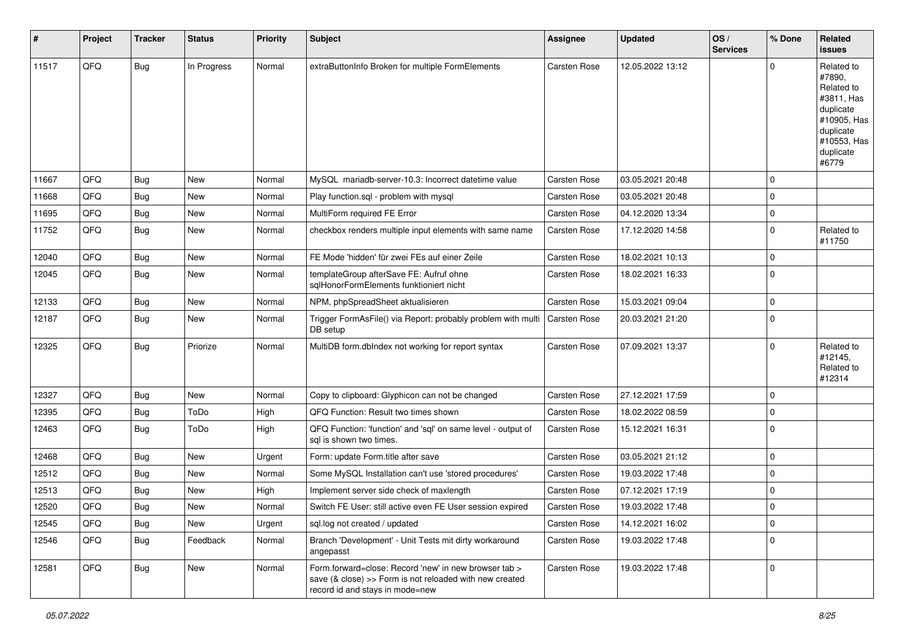| # | Project | Tracker | Status | Priority | Subject | Assignee | Updated | OS / Services | % Done | Related issues |
|---|---|---|---|---|---|---|---|---|---|---|
| 11517 | QFQ | Bug | In Progress | Normal | extraButtonInfo Broken for multiple FormElements | Carsten Rose | 12.05.2022 13:12 | | 0 | Related to #7890, Related to #3811, Has duplicate #10905, Has duplicate #10553, Has duplicate #6779 |
| 11667 | QFQ | Bug | New | Normal | MySQL mariadb-server-10.3: Incorrect datetime value | Carsten Rose | 03.05.2021 20:48 | | 0 | |
| 11668 | QFQ | Bug | New | Normal | Play function.sql - problem with mysql | Carsten Rose | 03.05.2021 20:48 | | 0 | |
| 11695 | QFQ | Bug | New | Normal | MultiForm required FE Error | Carsten Rose | 04.12.2020 13:34 | | 0 | |
| 11752 | QFQ | Bug | New | Normal | checkbox renders multiple input elements with same name | Carsten Rose | 17.12.2020 14:58 | | 0 | Related to #11750 |
| 12040 | QFQ | Bug | New | Normal | FE Mode 'hidden' für zwei FEs auf einer Zeile | Carsten Rose | 18.02.2021 10:13 | | 0 | |
| 12045 | QFQ | Bug | New | Normal | templateGroup afterSave FE: Aufruf ohne sqlHonorFormElements funktioniert nicht | Carsten Rose | 18.02.2021 16:33 | | 0 | |
| 12133 | QFQ | Bug | New | Normal | NPM, phpSpreadSheet aktualisieren | Carsten Rose | 15.03.2021 09:04 | | 0 | |
| 12187 | QFQ | Bug | New | Normal | Trigger FormAsFile() via Report: probably problem with multi DB setup | Carsten Rose | 20.03.2021 21:20 | | 0 | |
| 12325 | QFQ | Bug | Priorize | Normal | MultiDB form.dbIndex not working for report syntax | Carsten Rose | 07.09.2021 13:37 | | 0 | Related to #12145, Related to #12314 |
| 12327 | QFQ | Bug | New | Normal | Copy to clipboard: Glyphicon can not be changed | Carsten Rose | 27.12.2021 17:59 | | 0 | |
| 12395 | QFQ | Bug | ToDo | High | QFQ Function: Result two times shown | Carsten Rose | 18.02.2022 08:59 | | 0 | |
| 12463 | QFQ | Bug | ToDo | High | QFQ Function: 'function' and 'sql' on same level - output of sql is shown two times. | Carsten Rose | 15.12.2021 16:31 | | 0 | |
| 12468 | QFQ | Bug | New | Urgent | Form: update Form.title after save | Carsten Rose | 03.05.2021 21:12 | | 0 | |
| 12512 | QFQ | Bug | New | Normal | Some MySQL Installation can't use 'stored procedures' | Carsten Rose | 19.03.2022 17:48 | | 0 | |
| 12513 | QFQ | Bug | New | High | Implement server side check of maxlength | Carsten Rose | 07.12.2021 17:19 | | 0 | |
| 12520 | QFQ | Bug | New | Normal | Switch FE User: still active even FE User session expired | Carsten Rose | 19.03.2022 17:48 | | 0 | |
| 12545 | QFQ | Bug | New | Urgent | sql.log not created / updated | Carsten Rose | 14.12.2021 16:02 | | 0 | |
| 12546 | QFQ | Bug | Feedback | Normal | Branch 'Development' - Unit Tests mit dirty workaround angepasst | Carsten Rose | 19.03.2022 17:48 | | 0 | |
| 12581 | QFQ | Bug | New | Normal | Form.forward=close: Record 'new' in new browser tab > save (& close) >> Form is not reloaded with new created record id and stays in mode=new | Carsten Rose | 19.03.2022 17:48 | | 0 | |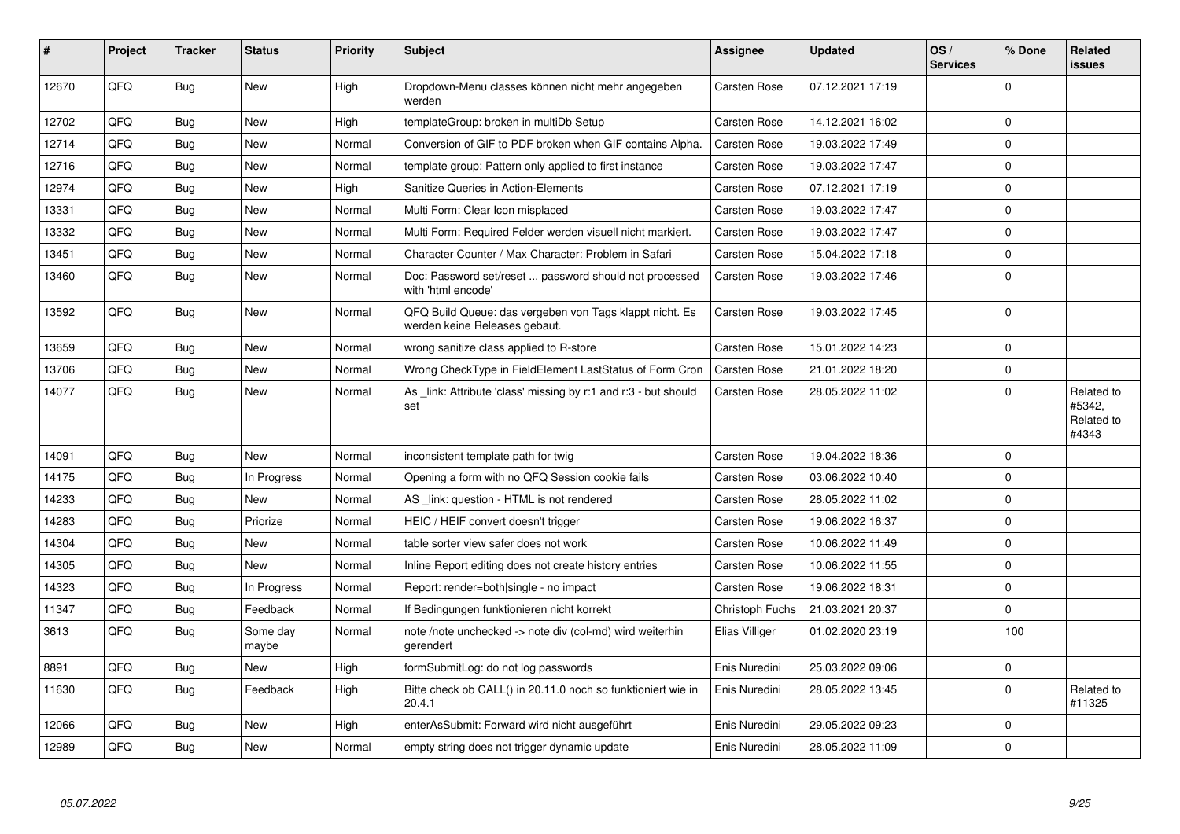| # | Project | Tracker | Status | Priority | Subject | Assignee | Updated | OS / Services | % Done | Related issues |
|---|---|---|---|---|---|---|---|---|---|---|
| 12670 | QFQ | Bug | New | High | Dropdown-Menu classes können nicht mehr angegeben werden | Carsten Rose | 07.12.2021 17:19 | | 0 | |
| 12702 | QFQ | Bug | New | High | templateGroup: broken in multiDb Setup | Carsten Rose | 14.12.2021 16:02 | | 0 | |
| 12714 | QFQ | Bug | New | Normal | Conversion of GIF to PDF broken when GIF contains Alpha. | Carsten Rose | 19.03.2022 17:49 | | 0 | |
| 12716 | QFQ | Bug | New | Normal | template group: Pattern only applied to first instance | Carsten Rose | 19.03.2022 17:47 | | 0 | |
| 12974 | QFQ | Bug | New | High | Sanitize Queries in Action-Elements | Carsten Rose | 07.12.2021 17:19 | | 0 | |
| 13331 | QFQ | Bug | New | Normal | Multi Form: Clear Icon misplaced | Carsten Rose | 19.03.2022 17:47 | | 0 | |
| 13332 | QFQ | Bug | New | Normal | Multi Form: Required Felder werden visuell nicht markiert. | Carsten Rose | 19.03.2022 17:47 | | 0 | |
| 13451 | QFQ | Bug | New | Normal | Character Counter / Max Character: Problem in Safari | Carsten Rose | 15.04.2022 17:18 | | 0 | |
| 13460 | QFQ | Bug | New | Normal | Doc: Password set/reset ... password should not processed with 'html encode' | Carsten Rose | 19.03.2022 17:46 | | 0 | |
| 13592 | QFQ | Bug | New | Normal | QFQ Build Queue: das vergeben von Tags klappt nicht. Es werden keine Releases gebaut. | Carsten Rose | 19.03.2022 17:45 | | 0 | |
| 13659 | QFQ | Bug | New | Normal | wrong sanitize class applied to R-store | Carsten Rose | 15.01.2022 14:23 | | 0 | |
| 13706 | QFQ | Bug | New | Normal | Wrong CheckType in FieldElement LastStatus of Form Cron | Carsten Rose | 21.01.2022 18:20 | | 0 | |
| 14077 | QFQ | Bug | New | Normal | As _link: Attribute 'class' missing by r:1 and r:3 - but should set | Carsten Rose | 28.05.2022 11:02 | | 0 | Related to #5342, Related to #4343 |
| 14091 | QFQ | Bug | New | Normal | inconsistent template path for twig | Carsten Rose | 19.04.2022 18:36 | | 0 | |
| 14175 | QFQ | Bug | In Progress | Normal | Opening a form with no QFQ Session cookie fails | Carsten Rose | 03.06.2022 10:40 | | 0 | |
| 14233 | QFQ | Bug | New | Normal | AS _link: question - HTML is not rendered | Carsten Rose | 28.05.2022 11:02 | | 0 | |
| 14283 | QFQ | Bug | Priorize | Normal | HEIC / HEIF convert doesn't trigger | Carsten Rose | 19.06.2022 16:37 | | 0 | |
| 14304 | QFQ | Bug | New | Normal | table sorter view safer does not work | Carsten Rose | 10.06.2022 11:49 | | 0 | |
| 14305 | QFQ | Bug | New | Normal | Inline Report editing does not create history entries | Carsten Rose | 10.06.2022 11:55 | | 0 | |
| 14323 | QFQ | Bug | In Progress | Normal | Report: render=both\|single - no impact | Carsten Rose | 19.06.2022 18:31 | | 0 | |
| 11347 | QFQ | Bug | Feedback | Normal | If Bedingungen funktionieren nicht korrekt | Christoph Fuchs | 21.03.2021 20:37 | | 0 | |
| 3613 | QFQ | Bug | Some day maybe | Normal | note /note unchecked -> note div (col-md) wird weiterhin gerendert | Elias Villiger | 01.02.2020 23:19 | | 100 | |
| 8891 | QFQ | Bug | New | High | formSubmitLog: do not log passwords | Enis Nuredini | 25.03.2022 09:06 | | 0 | |
| 11630 | QFQ | Bug | Feedback | High | Bitte check ob CALL() in 20.11.0 noch so funktioniert wie in 20.4.1 | Enis Nuredini | 28.05.2022 13:45 | | 0 | Related to #11325 |
| 12066 | QFQ | Bug | New | High | enterAsSubmit: Forward wird nicht ausgeführt | Enis Nuredini | 29.05.2022 09:23 | | 0 | |
| 12989 | QFQ | Bug | New | Normal | empty string does not trigger dynamic update | Enis Nuredini | 28.05.2022 11:09 | | 0 | |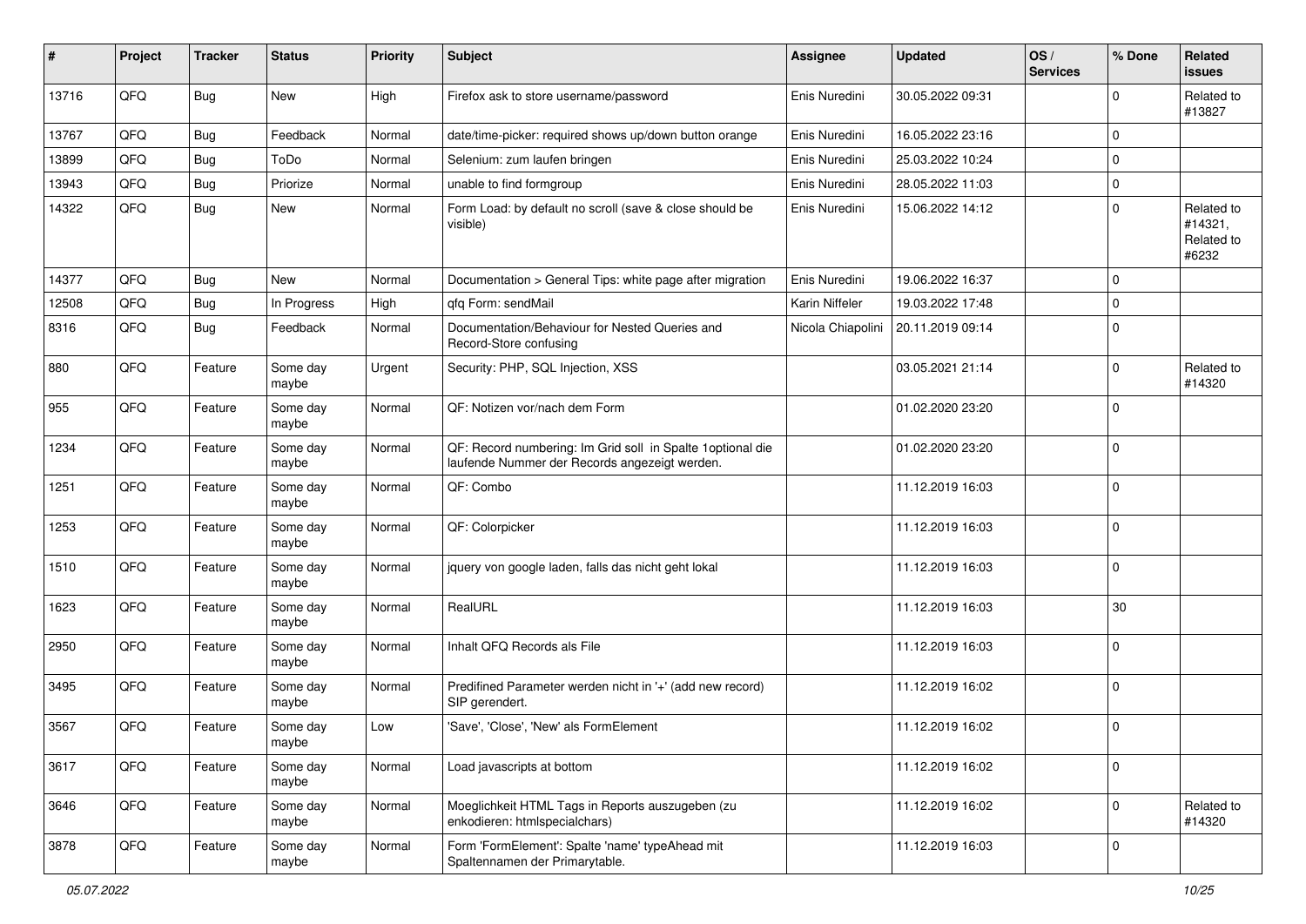| # | Project | Tracker | Status | Priority | Subject | Assignee | Updated | OS / Services | % Done | Related issues |
|---|---|---|---|---|---|---|---|---|---|---|
| 13716 | QFQ | Bug | New | High | Firefox ask to store username/password | Enis Nuredini | 30.05.2022 09:31 | | 0 | Related to #13827 |
| 13767 | QFQ | Bug | Feedback | Normal | date/time-picker: required shows up/down button orange | Enis Nuredini | 16.05.2022 23:16 | | 0 | |
| 13899 | QFQ | Bug | ToDo | Normal | Selenium: zum laufen bringen | Enis Nuredini | 25.03.2022 10:24 | | 0 | |
| 13943 | QFQ | Bug | Priorize | Normal | unable to find formgroup | Enis Nuredini | 28.05.2022 11:03 | | 0 | |
| 14322 | QFQ | Bug | New | Normal | Form Load: by default no scroll (save & close should be visible) | Enis Nuredini | 15.06.2022 14:12 | | 0 | Related to #14321, Related to #6232 |
| 14377 | QFQ | Bug | New | Normal | Documentation > General Tips: white page after migration | Enis Nuredini | 19.06.2022 16:37 | | 0 | |
| 12508 | QFQ | Bug | In Progress | High | qfq Form: sendMail | Karin Niffeler | 19.03.2022 17:48 | | 0 | |
| 8316 | QFQ | Bug | Feedback | Normal | Documentation/Behaviour for Nested Queries and Record-Store confusing | Nicola Chiapolini | 20.11.2019 09:14 | | 0 | |
| 880 | QFQ | Feature | Some day maybe | Urgent | Security: PHP, SQL Injection, XSS | | 03.05.2021 21:14 | | 0 | Related to #14320 |
| 955 | QFQ | Feature | Some day maybe | Normal | QF: Notizen vor/nach dem Form | | 01.02.2020 23:20 | | 0 | |
| 1234 | QFQ | Feature | Some day maybe | Normal | QF: Record numbering: Im Grid soll in Spalte 1optional die laufende Nummer der Records angezeigt werden. | | 01.02.2020 23:20 | | 0 | |
| 1251 | QFQ | Feature | Some day maybe | Normal | QF: Combo | | 11.12.2019 16:03 | | 0 | |
| 1253 | QFQ | Feature | Some day maybe | Normal | QF: Colorpicker | | 11.12.2019 16:03 | | 0 | |
| 1510 | QFQ | Feature | Some day maybe | Normal | jquery von google laden, falls das nicht geht lokal | | 11.12.2019 16:03 | | 0 | |
| 1623 | QFQ | Feature | Some day maybe | Normal | RealURL | | 11.12.2019 16:03 | | 30 | |
| 2950 | QFQ | Feature | Some day maybe | Normal | Inhalt QFQ Records als File | | 11.12.2019 16:03 | | 0 | |
| 3495 | QFQ | Feature | Some day maybe | Normal | Predifined Parameter werden nicht in '+' (add new record) SIP gerendert. | | 11.12.2019 16:02 | | 0 | |
| 3567 | QFQ | Feature | Some day maybe | Low | 'Save', 'Close', 'New' als FormElement | | 11.12.2019 16:02 | | 0 | |
| 3617 | QFQ | Feature | Some day maybe | Normal | Load javascripts at bottom | | 11.12.2019 16:02 | | 0 | |
| 3646 | QFQ | Feature | Some day maybe | Normal | Moeglichkeit HTML Tags in Reports auszugeben (zu enkodieren: htmlspecialchars) | | 11.12.2019 16:02 | | 0 | Related to #14320 |
| 3878 | QFQ | Feature | Some day maybe | Normal | Form 'FormElement': Spalte 'name' typeAhead mit Spaltennamen der Primarytable. | | 11.12.2019 16:03 | | 0 | |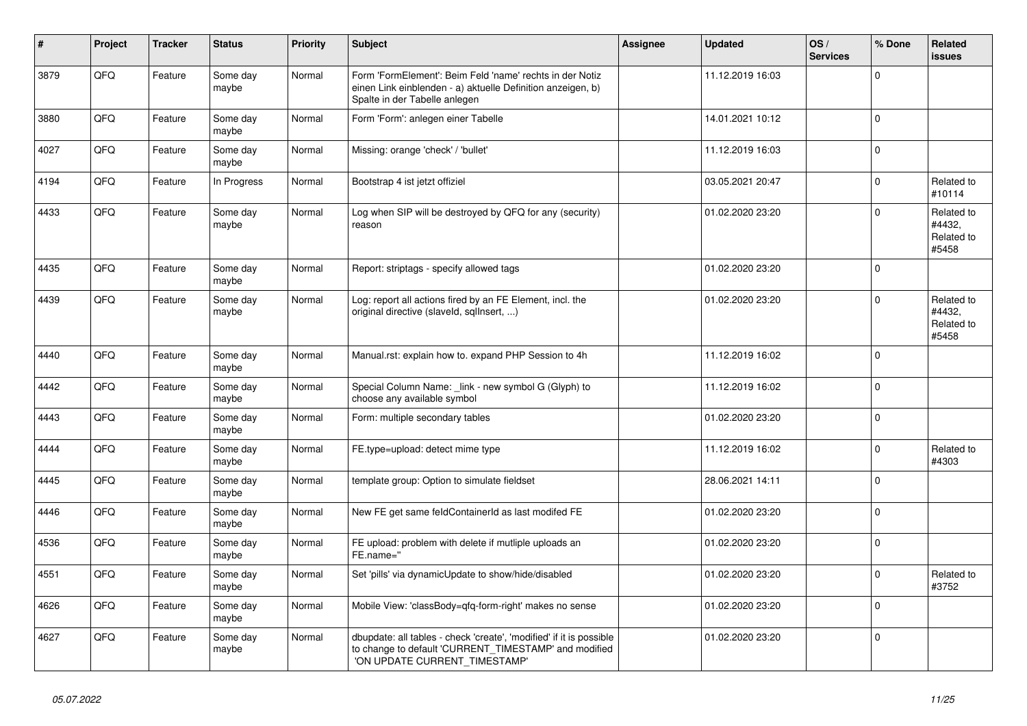| # | Project | Tracker | Status | Priority | Subject | Assignee | Updated | OS / Services | % Done | Related issues |
|---|---|---|---|---|---|---|---|---|---|---|
| 3879 | QFQ | Feature | Some day maybe | Normal | Form 'FormElement': Beim Feld 'name' rechts in der Notiz einen Link einblenden - a) aktuelle Definition anzeigen, b) Spalte in der Tabelle anlegen | | 11.12.2019 16:03 | | 0 | |
| 3880 | QFQ | Feature | Some day maybe | Normal | Form 'Form': anlegen einer Tabelle | | 14.01.2021 10:12 | | 0 | |
| 4027 | QFQ | Feature | Some day maybe | Normal | Missing: orange 'check' / 'bullet' | | 11.12.2019 16:03 | | 0 | |
| 4194 | QFQ | Feature | In Progress | Normal | Bootstrap 4 ist jetzt offiziel | | 03.05.2021 20:47 | | 0 | Related to #10114 |
| 4433 | QFQ | Feature | Some day maybe | Normal | Log when SIP will be destroyed by QFQ for any (security) reason | | 01.02.2020 23:20 | | 0 | Related to #4432, Related to #5458 |
| 4435 | QFQ | Feature | Some day maybe | Normal | Report: striptags - specify allowed tags | | 01.02.2020 23:20 | | 0 | |
| 4439 | QFQ | Feature | Some day maybe | Normal | Log: report all actions fired by an FE Element, incl. the original directive (slaveId, sqlInsert, ...) | | 01.02.2020 23:20 | | 0 | Related to #4432, Related to #5458 |
| 4440 | QFQ | Feature | Some day maybe | Normal | Manual.rst: explain how to. expand PHP Session to 4h | | 11.12.2019 16:02 | | 0 | |
| 4442 | QFQ | Feature | Some day maybe | Normal | Special Column Name: _link - new symbol G (Glyph) to choose any available symbol | | 11.12.2019 16:02 | | 0 | |
| 4443 | QFQ | Feature | Some day maybe | Normal | Form: multiple secondary tables | | 01.02.2020 23:20 | | 0 | |
| 4444 | QFQ | Feature | Some day maybe | Normal | FE.type=upload: detect mime type | | 11.12.2019 16:02 | | 0 | Related to #4303 |
| 4445 | QFQ | Feature | Some day maybe | Normal | template group: Option to simulate fieldset | | 28.06.2021 14:11 | | 0 | |
| 4446 | QFQ | Feature | Some day maybe | Normal | New FE get same feldContainerId as last modifed FE | | 01.02.2020 23:20 | | 0 | |
| 4536 | QFQ | Feature | Some day maybe | Normal | FE upload: problem with delete if mutliple uploads an FE.name='' | | 01.02.2020 23:20 | | 0 | |
| 4551 | QFQ | Feature | Some day maybe | Normal | Set 'pills' via dynamicUpdate to show/hide/disabled | | 01.02.2020 23:20 | | 0 | Related to #3752 |
| 4626 | QFQ | Feature | Some day maybe | Normal | Mobile View: 'classBody=qfq-form-right' makes no sense | | 01.02.2020 23:20 | | 0 | |
| 4627 | QFQ | Feature | Some day maybe | Normal | dbupdate: all tables - check 'create', 'modified' if it is possible to change to default 'CURRENT_TIMESTAMP' and modified 'ON UPDATE CURRENT_TIMESTAMP' | | 01.02.2020 23:20 | | 0 | |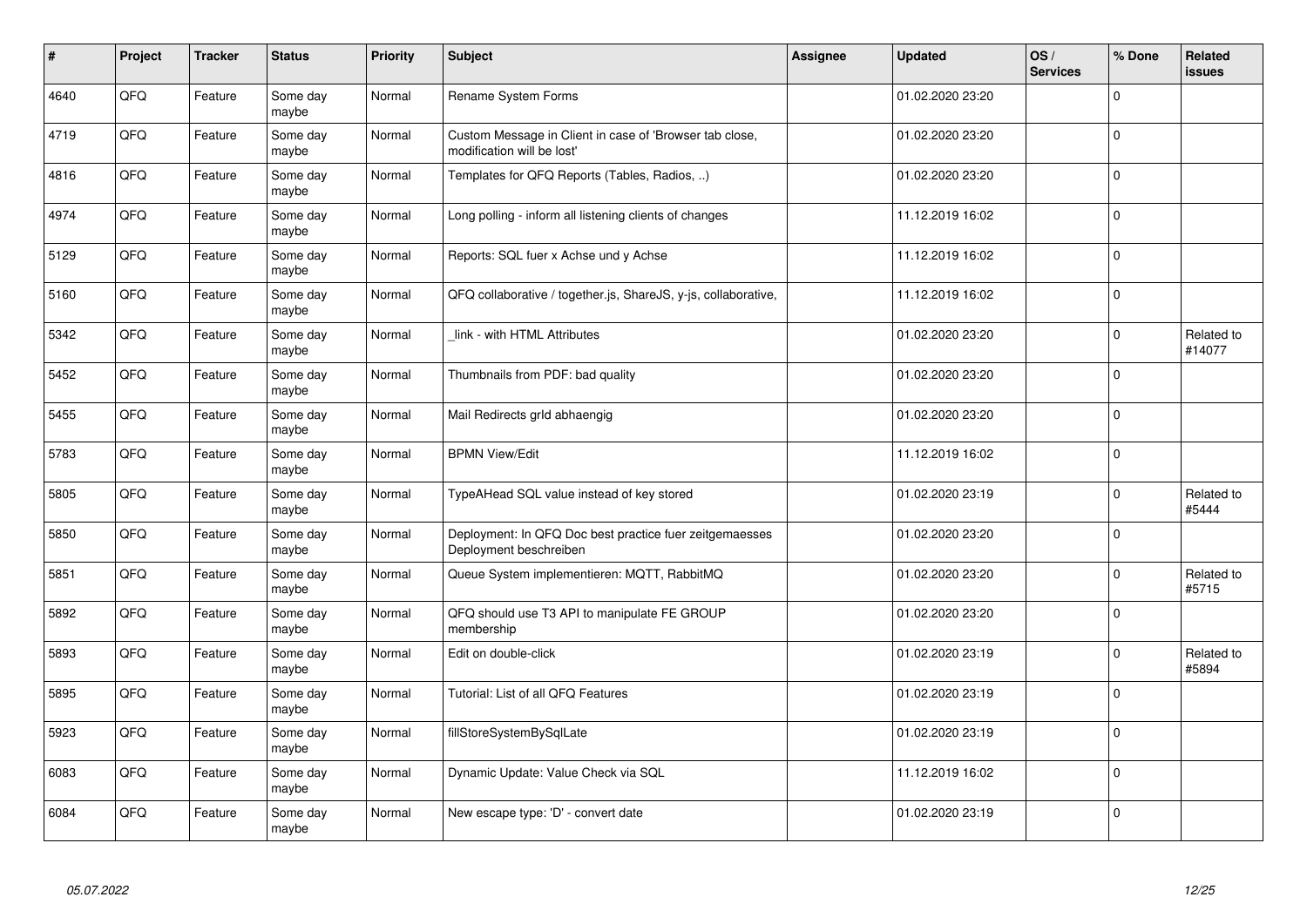| # | Project | Tracker | Status | Priority | Subject | Assignee | Updated | OS / Services | % Done | Related issues |
|---|---|---|---|---|---|---|---|---|---|---|
| 4640 | QFQ | Feature | Some day maybe | Normal | Rename System Forms | | 01.02.2020 23:20 | | 0 | |
| 4719 | QFQ | Feature | Some day maybe | Normal | Custom Message in Client in case of 'Browser tab close, modification will be lost' | | 01.02.2020 23:20 | | 0 | |
| 4816 | QFQ | Feature | Some day maybe | Normal | Templates for QFQ Reports (Tables, Radios, ..) | | 01.02.2020 23:20 | | 0 | |
| 4974 | QFQ | Feature | Some day maybe | Normal | Long polling - inform all listening clients of changes | | 11.12.2019 16:02 | | 0 | |
| 5129 | QFQ | Feature | Some day maybe | Normal | Reports: SQL fuer x Achse und y Achse | | 11.12.2019 16:02 | | 0 | |
| 5160 | QFQ | Feature | Some day maybe | Normal | QFQ collaborative / together.js, ShareJS, y-js, collaborative, | | 11.12.2019 16:02 | | 0 | |
| 5342 | QFQ | Feature | Some day maybe | Normal | _link - with HTML Attributes | | 01.02.2020 23:20 | | 0 | Related to #14077 |
| 5452 | QFQ | Feature | Some day maybe | Normal | Thumbnails from PDF: bad quality | | 01.02.2020 23:20 | | 0 | |
| 5455 | QFQ | Feature | Some day maybe | Normal | Mail Redirects grId abhaengig | | 01.02.2020 23:20 | | 0 | |
| 5783 | QFQ | Feature | Some day maybe | Normal | BPMN View/Edit | | 11.12.2019 16:02 | | 0 | |
| 5805 | QFQ | Feature | Some day maybe | Normal | TypeAHead SQL value instead of key stored | | 01.02.2020 23:19 | | 0 | Related to #5444 |
| 5850 | QFQ | Feature | Some day maybe | Normal | Deployment: In QFQ Doc best practice fuer zeitgemaesses Deployment beschreiben | | 01.02.2020 23:20 | | 0 | |
| 5851 | QFQ | Feature | Some day maybe | Normal | Queue System implementieren: MQTT, RabbitMQ | | 01.02.2020 23:20 | | 0 | Related to #5715 |
| 5892 | QFQ | Feature | Some day maybe | Normal | QFQ should use T3 API to manipulate FE GROUP membership | | 01.02.2020 23:20 | | 0 | |
| 5893 | QFQ | Feature | Some day maybe | Normal | Edit on double-click | | 01.02.2020 23:19 | | 0 | Related to #5894 |
| 5895 | QFQ | Feature | Some day maybe | Normal | Tutorial: List of all QFQ Features | | 01.02.2020 23:19 | | 0 | |
| 5923 | QFQ | Feature | Some day maybe | Normal | fillStoreSystemBySqlLate | | 01.02.2020 23:19 | | 0 | |
| 6083 | QFQ | Feature | Some day maybe | Normal | Dynamic Update: Value Check via SQL | | 11.12.2019 16:02 | | 0 | |
| 6084 | QFQ | Feature | Some day maybe | Normal | New escape type: 'D' - convert date | | 01.02.2020 23:19 | | 0 | |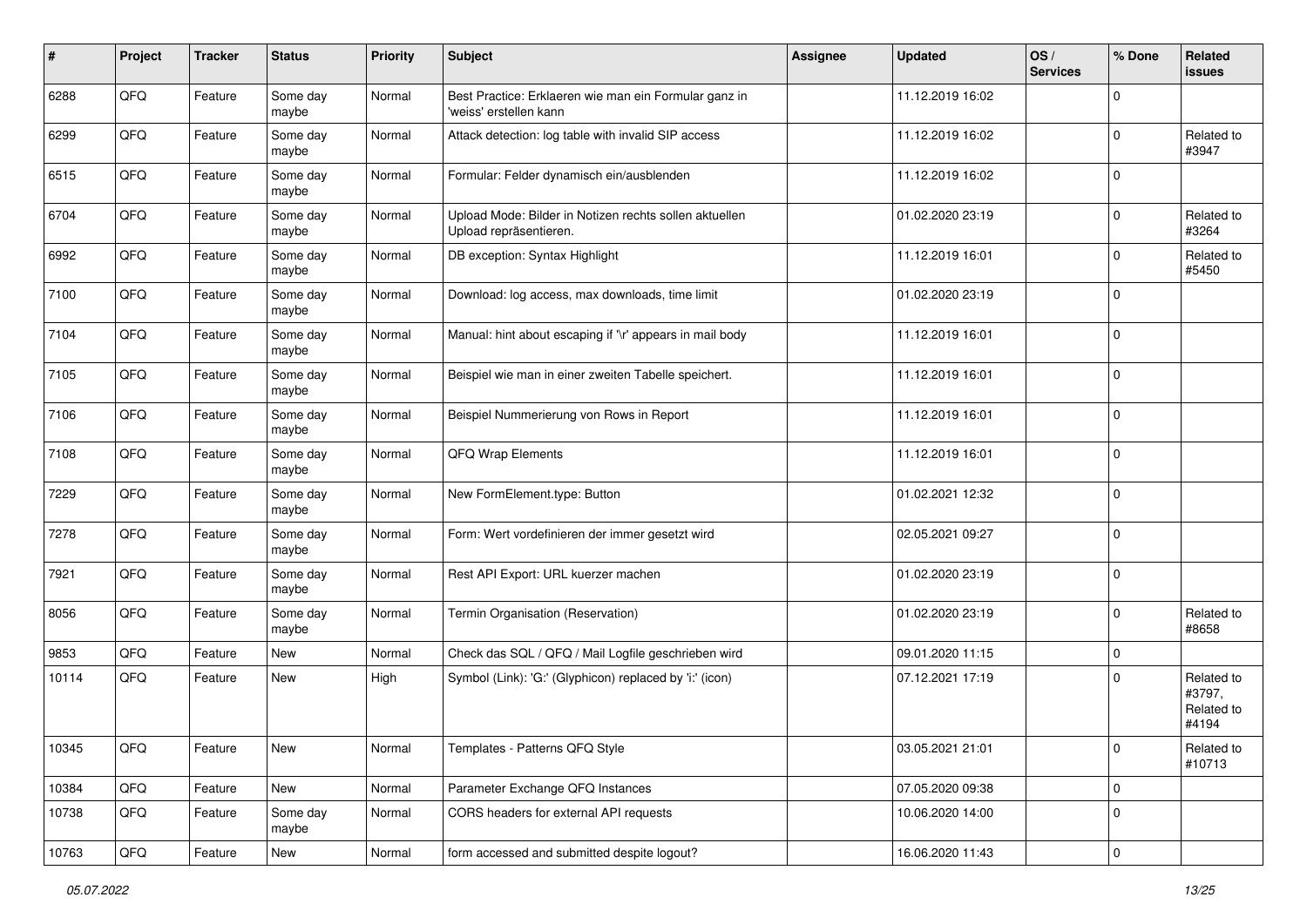| # | Project | Tracker | Status | Priority | Subject | Assignee | Updated | OS / Services | % Done | Related issues |
|---|---|---|---|---|---|---|---|---|---|---|
| 6288 | QFQ | Feature | Some day maybe | Normal | Best Practice: Erklaeren wie man ein Formular ganz in 'weiss' erstellen kann | | 11.12.2019 16:02 | | 0 | |
| 6299 | QFQ | Feature | Some day maybe | Normal | Attack detection: log table with invalid SIP access | | 11.12.2019 16:02 | | 0 | Related to #3947 |
| 6515 | QFQ | Feature | Some day maybe | Normal | Formular: Felder dynamisch ein/ausblenden | | 11.12.2019 16:02 | | 0 | |
| 6704 | QFQ | Feature | Some day maybe | Normal | Upload Mode: Bilder in Notizen rechts sollen aktuellen Upload repräsentieren. | | 01.02.2020 23:19 | | 0 | Related to #3264 |
| 6992 | QFQ | Feature | Some day maybe | Normal | DB exception: Syntax Highlight | | 11.12.2019 16:01 | | 0 | Related to #5450 |
| 7100 | QFQ | Feature | Some day maybe | Normal | Download: log access, max downloads, time limit | | 01.02.2020 23:19 | | 0 | |
| 7104 | QFQ | Feature | Some day maybe | Normal | Manual: hint about escaping if '\r' appears in mail body | | 11.12.2019 16:01 | | 0 | |
| 7105 | QFQ | Feature | Some day maybe | Normal | Beispiel wie man in einer zweiten Tabelle speichert. | | 11.12.2019 16:01 | | 0 | |
| 7106 | QFQ | Feature | Some day maybe | Normal | Beispiel Nummerierung von Rows in Report | | 11.12.2019 16:01 | | 0 | |
| 7108 | QFQ | Feature | Some day maybe | Normal | QFQ Wrap Elements | | 11.12.2019 16:01 | | 0 | |
| 7229 | QFQ | Feature | Some day maybe | Normal | New FormElement.type: Button | | 01.02.2021 12:32 | | 0 | |
| 7278 | QFQ | Feature | Some day maybe | Normal | Form: Wert vordefinieren der immer gesetzt wird | | 02.05.2021 09:27 | | 0 | |
| 7921 | QFQ | Feature | Some day maybe | Normal | Rest API Export: URL kuerzer machen | | 01.02.2020 23:19 | | 0 | |
| 8056 | QFQ | Feature | Some day maybe | Normal | Termin Organisation (Reservation) | | 01.02.2020 23:19 | | 0 | Related to #8658 |
| 9853 | QFQ | Feature | New | Normal | Check das SQL / QFQ / Mail Logfile geschrieben wird | | 09.01.2020 11:15 | | 0 | |
| 10114 | QFQ | Feature | New | High | Symbol (Link): 'G:' (Glyphicon) replaced by 'i:' (icon) | | 07.12.2021 17:19 | | 0 | Related to #3797, Related to #4194 |
| 10345 | QFQ | Feature | New | Normal | Templates - Patterns QFQ Style | | 03.05.2021 21:01 | | 0 | Related to #10713 |
| 10384 | QFQ | Feature | New | Normal | Parameter Exchange QFQ Instances | | 07.05.2020 09:38 | | 0 | |
| 10738 | QFQ | Feature | Some day maybe | Normal | CORS headers for external API requests | | 10.06.2020 14:00 | | 0 | |
| 10763 | QFQ | Feature | New | Normal | form accessed and submitted despite logout? | | 16.06.2020 11:43 | | 0 | |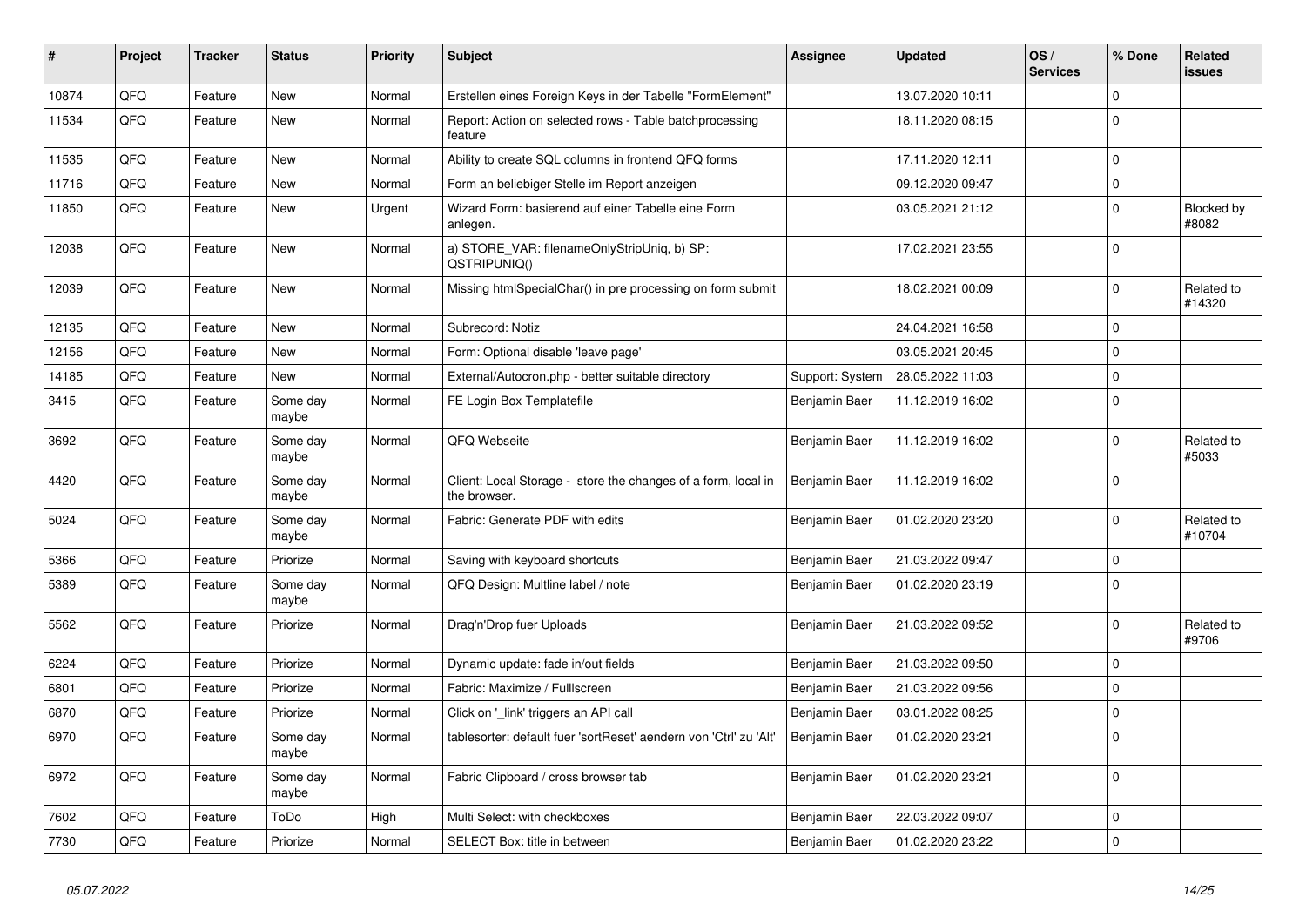| # | Project | Tracker | Status | Priority | Subject | Assignee | Updated | OS / Services | % Done | Related issues |
|---|---|---|---|---|---|---|---|---|---|---|
| 10874 | QFQ | Feature | New | Normal | Erstellen eines Foreign Keys in der Tabelle "FormElement" | | 13.07.2020 10:11 | | 0 | |
| 11534 | QFQ | Feature | New | Normal | Report: Action on selected rows - Table batchprocessing feature | | 18.11.2020 08:15 | | 0 | |
| 11535 | QFQ | Feature | New | Normal | Ability to create SQL columns in frontend QFQ forms | | 17.11.2020 12:11 | | 0 | |
| 11716 | QFQ | Feature | New | Normal | Form an beliebiger Stelle im Report anzeigen | | 09.12.2020 09:47 | | 0 | |
| 11850 | QFQ | Feature | New | Urgent | Wizard Form: basierend auf einer Tabelle eine Form anlegen. | | 03.05.2021 21:12 | | 0 | Blocked by #8082 |
| 12038 | QFQ | Feature | New | Normal | a) STORE_VAR: filenameOnlyStripUniq, b) SP: QSTRIPUNIQ() | | 17.02.2021 23:55 | | 0 | |
| 12039 | QFQ | Feature | New | Normal | Missing htmlSpecialChar() in pre processing on form submit | | 18.02.2021 00:09 | | 0 | Related to #14320 |
| 12135 | QFQ | Feature | New | Normal | Subrecord: Notiz | | 24.04.2021 16:58 | | 0 | |
| 12156 | QFQ | Feature | New | Normal | Form: Optional disable 'leave page' | | 03.05.2021 20:45 | | 0 | |
| 14185 | QFQ | Feature | New | Normal | External/Autocron.php - better suitable directory | Support: System | 28.05.2022 11:03 | | 0 | |
| 3415 | QFQ | Feature | Some day maybe | Normal | FE Login Box Templatefile | Benjamin Baer | 11.12.2019 16:02 | | 0 | |
| 3692 | QFQ | Feature | Some day maybe | Normal | QFQ Webseite | Benjamin Baer | 11.12.2019 16:02 | | 0 | Related to #5033 |
| 4420 | QFQ | Feature | Some day maybe | Normal | Client: Local Storage - store the changes of a form, local in the browser. | Benjamin Baer | 11.12.2019 16:02 | | 0 | |
| 5024 | QFQ | Feature | Some day maybe | Normal | Fabric: Generate PDF with edits | Benjamin Baer | 01.02.2020 23:20 | | 0 | Related to #10704 |
| 5366 | QFQ | Feature | Priorize | Normal | Saving with keyboard shortcuts | Benjamin Baer | 21.03.2022 09:47 | | 0 | |
| 5389 | QFQ | Feature | Some day maybe | Normal | QFQ Design: Multline label / note | Benjamin Baer | 01.02.2020 23:19 | | 0 | |
| 5562 | QFQ | Feature | Priorize | Normal | Drag'n'Drop fuer Uploads | Benjamin Baer | 21.03.2022 09:52 | | 0 | Related to #9706 |
| 6224 | QFQ | Feature | Priorize | Normal | Dynamic update: fade in/out fields | Benjamin Baer | 21.03.2022 09:50 | | 0 | |
| 6801 | QFQ | Feature | Priorize | Normal | Fabric: Maximize / Fulllscreen | Benjamin Baer | 21.03.2022 09:56 | | 0 | |
| 6870 | QFQ | Feature | Priorize | Normal | Click on '_link' triggers an API call | Benjamin Baer | 03.01.2022 08:25 | | 0 | |
| 6970 | QFQ | Feature | Some day maybe | Normal | tablesorter: default fuer 'sortReset' aendern von 'Ctrl' zu 'Alt' | Benjamin Baer | 01.02.2020 23:21 | | 0 | |
| 6972 | QFQ | Feature | Some day maybe | Normal | Fabric Clipboard / cross browser tab | Benjamin Baer | 01.02.2020 23:21 | | 0 | |
| 7602 | QFQ | Feature | ToDo | High | Multi Select: with checkboxes | Benjamin Baer | 22.03.2022 09:07 | | 0 | |
| 7730 | QFQ | Feature | Priorize | Normal | SELECT Box: title in between | Benjamin Baer | 01.02.2020 23:22 | | 0 | |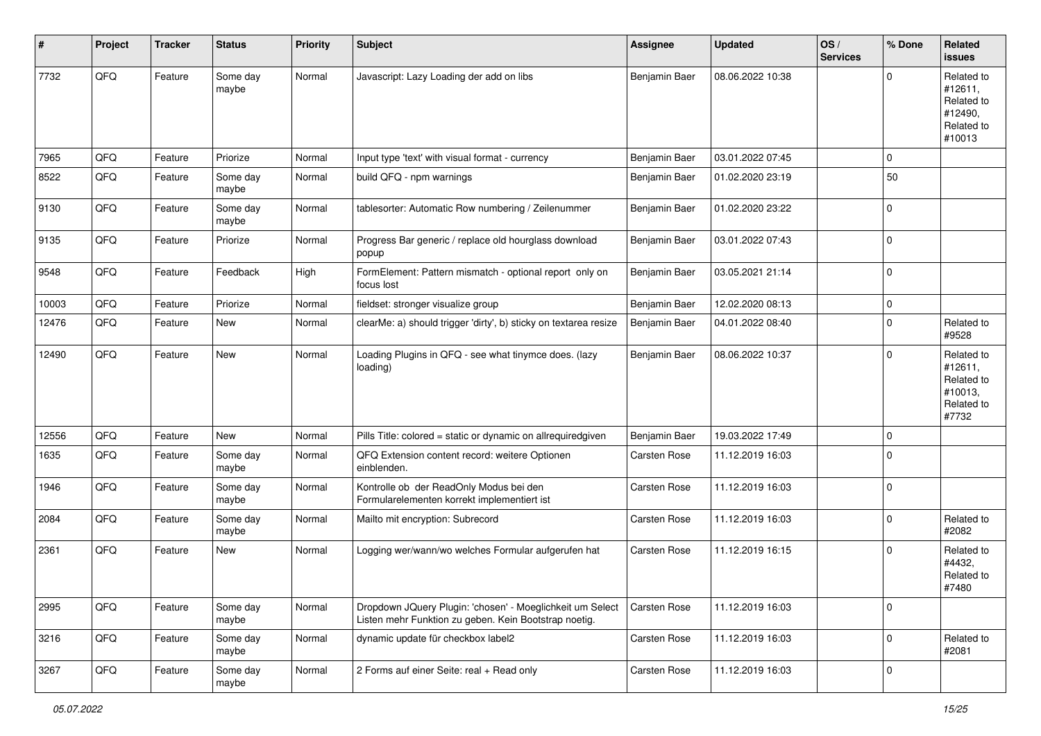| # | Project | Tracker | Status | Priority | Subject | Assignee | Updated | OS / Services | % Done | Related issues |
|---|---|---|---|---|---|---|---|---|---|---|
| 7732 | QFQ | Feature | Some day maybe | Normal | Javascript: Lazy Loading der add on libs | Benjamin Baer | 08.06.2022 10:38 | | 0 | Related to #12611, Related to #12490, Related to #10013 |
| 7965 | QFQ | Feature | Priorize | Normal | Input type 'text' with visual format - currency | Benjamin Baer | 03.01.2022 07:45 | | 0 | |
| 8522 | QFQ | Feature | Some day maybe | Normal | build QFQ - npm warnings | Benjamin Baer | 01.02.2020 23:19 | | 50 | |
| 9130 | QFQ | Feature | Some day maybe | Normal | tablesorter: Automatic Row numbering / Zeilenummer | Benjamin Baer | 01.02.2020 23:22 | | 0 | |
| 9135 | QFQ | Feature | Priorize | Normal | Progress Bar generic / replace old hourglass download popup | Benjamin Baer | 03.01.2022 07:43 | | 0 | |
| 9548 | QFQ | Feature | Feedback | High | FormElement: Pattern mismatch - optional report only on focus lost | Benjamin Baer | 03.05.2021 21:14 | | 0 | |
| 10003 | QFQ | Feature | Priorize | Normal | fieldset: stronger visualize group | Benjamin Baer | 12.02.2020 08:13 | | 0 | |
| 12476 | QFQ | Feature | New | Normal | clearMe: a) should trigger 'dirty', b) sticky on textarea resize | Benjamin Baer | 04.01.2022 08:40 | | 0 | Related to #9528 |
| 12490 | QFQ | Feature | New | Normal | Loading Plugins in QFQ - see what tinymce does. (lazy loading) | Benjamin Baer | 08.06.2022 10:37 | | 0 | Related to #12611, Related to #10013, Related to #7732 |
| 12556 | QFQ | Feature | New | Normal | Pills Title: colored = static or dynamic on allrequiredgiven | Benjamin Baer | 19.03.2022 17:49 | | 0 | |
| 1635 | QFQ | Feature | Some day maybe | Normal | QFQ Extension content record: weitere Optionen einblenden. | Carsten Rose | 11.12.2019 16:03 | | 0 | |
| 1946 | QFQ | Feature | Some day maybe | Normal | Kontrolle ob der ReadOnly Modus bei den Formularelementen korrekt implementiert ist | Carsten Rose | 11.12.2019 16:03 | | 0 | |
| 2084 | QFQ | Feature | Some day maybe | Normal | Mailto mit encryption: Subrecord | Carsten Rose | 11.12.2019 16:03 | | 0 | Related to #2082 |
| 2361 | QFQ | Feature | New | Normal | Logging wer/wann/wo welches Formular aufgerufen hat | Carsten Rose | 11.12.2019 16:15 | | 0 | Related to #4432, Related to #7480 |
| 2995 | QFQ | Feature | Some day maybe | Normal | Dropdown JQuery Plugin: 'chosen' - Moeglichkeit um Select Listen mehr Funktion zu geben. Kein Bootstrap noetig. | Carsten Rose | 11.12.2019 16:03 | | 0 | |
| 3216 | QFQ | Feature | Some day maybe | Normal | dynamic update für checkbox label2 | Carsten Rose | 11.12.2019 16:03 | | 0 | Related to #2081 |
| 3267 | QFQ | Feature | Some day maybe | Normal | 2 Forms auf einer Seite: real + Read only | Carsten Rose | 11.12.2019 16:03 | | 0 | |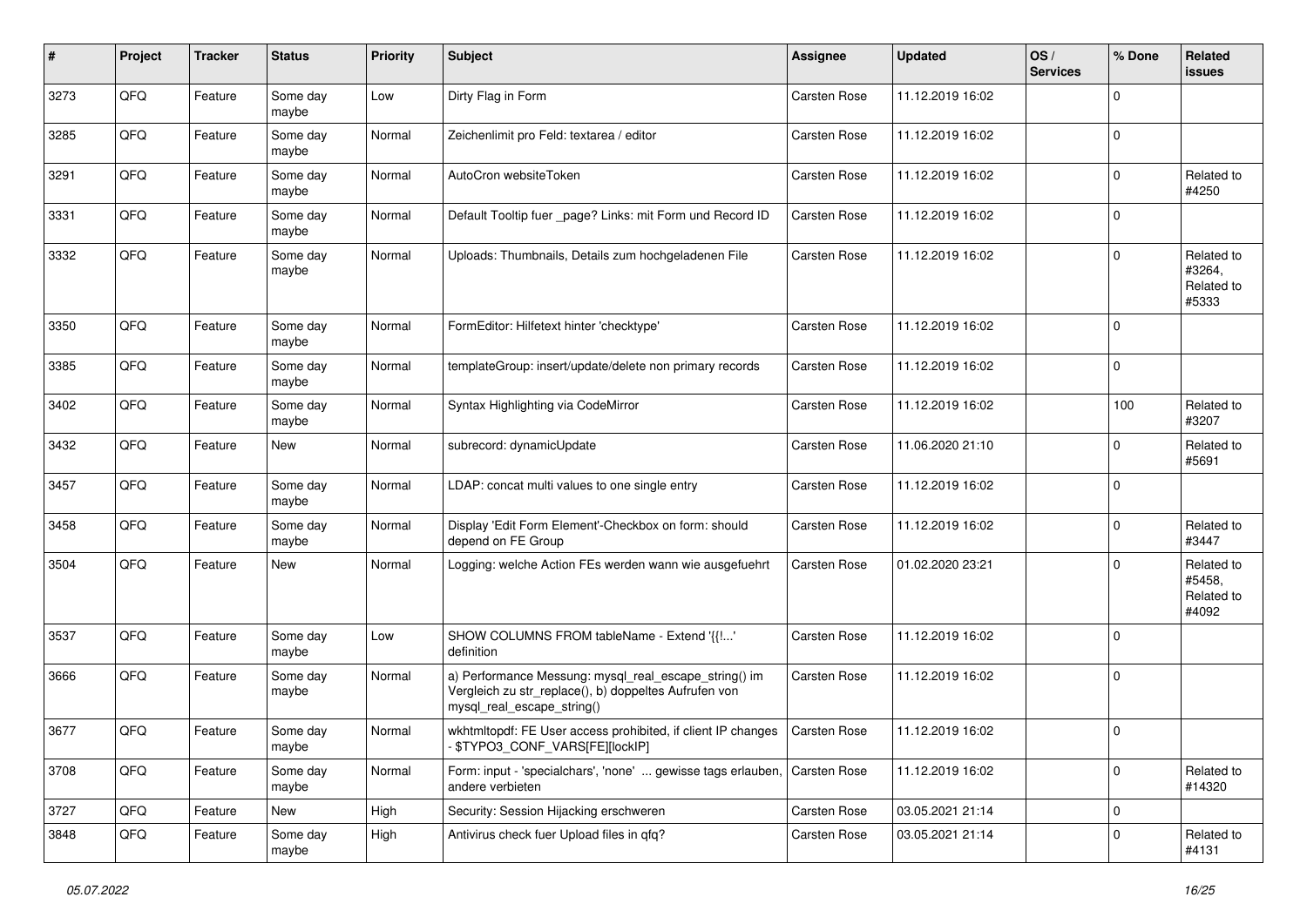| # | Project | Tracker | Status | Priority | Subject | Assignee | Updated | OS / Services | % Done | Related issues |
|---|---|---|---|---|---|---|---|---|---|---|
| 3273 | QFQ | Feature | Some day maybe | Low | Dirty Flag in Form | Carsten Rose | 11.12.2019 16:02 | | 0 | |
| 3285 | QFQ | Feature | Some day maybe | Normal | Zeichenlimit pro Feld: textarea / editor | Carsten Rose | 11.12.2019 16:02 | | 0 | |
| 3291 | QFQ | Feature | Some day maybe | Normal | AutoCron websiteToken | Carsten Rose | 11.12.2019 16:02 | | 0 | Related to #4250 |
| 3331 | QFQ | Feature | Some day maybe | Normal | Default Tooltip fuer _page? Links: mit Form und Record ID | Carsten Rose | 11.12.2019 16:02 | | 0 | |
| 3332 | QFQ | Feature | Some day maybe | Normal | Uploads: Thumbnails, Details zum hochgeladenen File | Carsten Rose | 11.12.2019 16:02 | | 0 | Related to #3264, Related to #5333 |
| 3350 | QFQ | Feature | Some day maybe | Normal | FormEditor: Hilfetext hinter 'checktype' | Carsten Rose | 11.12.2019 16:02 | | 0 | |
| 3385 | QFQ | Feature | Some day maybe | Normal | templateGroup: insert/update/delete non primary records | Carsten Rose | 11.12.2019 16:02 | | 0 | |
| 3402 | QFQ | Feature | Some day maybe | Normal | Syntax Highlighting via CodeMirror | Carsten Rose | 11.12.2019 16:02 | | 100 | Related to #3207 |
| 3432 | QFQ | Feature | New | Normal | subrecord: dynamicUpdate | Carsten Rose | 11.06.2020 21:10 | | 0 | Related to #5691 |
| 3457 | QFQ | Feature | Some day maybe | Normal | LDAP: concat multi values to one single entry | Carsten Rose | 11.12.2019 16:02 | | 0 | |
| 3458 | QFQ | Feature | Some day maybe | Normal | Display 'Edit Form Element'-Checkbox on form: should depend on FE Group | Carsten Rose | 11.12.2019 16:02 | | 0 | Related to #3447 |
| 3504 | QFQ | Feature | New | Normal | Logging: welche Action FEs werden wann wie ausgefuehrt | Carsten Rose | 01.02.2020 23:21 | | 0 | Related to #5458, Related to #4092 |
| 3537 | QFQ | Feature | Some day maybe | Low | SHOW COLUMNS FROM tableName - Extend '{{!...' definition | Carsten Rose | 11.12.2019 16:02 | | 0 | |
| 3666 | QFQ | Feature | Some day maybe | Normal | a) Performance Messung: mysql_real_escape_string() im Vergleich zu str_replace(), b) doppeltes Aufrufen von mysql_real_escape_string() | Carsten Rose | 11.12.2019 16:02 | | 0 | |
| 3677 | QFQ | Feature | Some day maybe | Normal | wkhtmltopdf: FE User access prohibited, if client IP changes - $TYPO3_CONF_VARS[FE][lockIP] | Carsten Rose | 11.12.2019 16:02 | | 0 | |
| 3708 | QFQ | Feature | Some day maybe | Normal | Form: input - 'specialchars', 'none' ... gewisse tags erlauben, andere verbieten | Carsten Rose | 11.12.2019 16:02 | | 0 | Related to #14320 |
| 3727 | QFQ | Feature | New | High | Security: Session Hijacking erschweren | Carsten Rose | 03.05.2021 21:14 | | 0 | |
| 3848 | QFQ | Feature | Some day maybe | High | Antivirus check fuer Upload files in qfq? | Carsten Rose | 03.05.2021 21:14 | | 0 | Related to #4131 |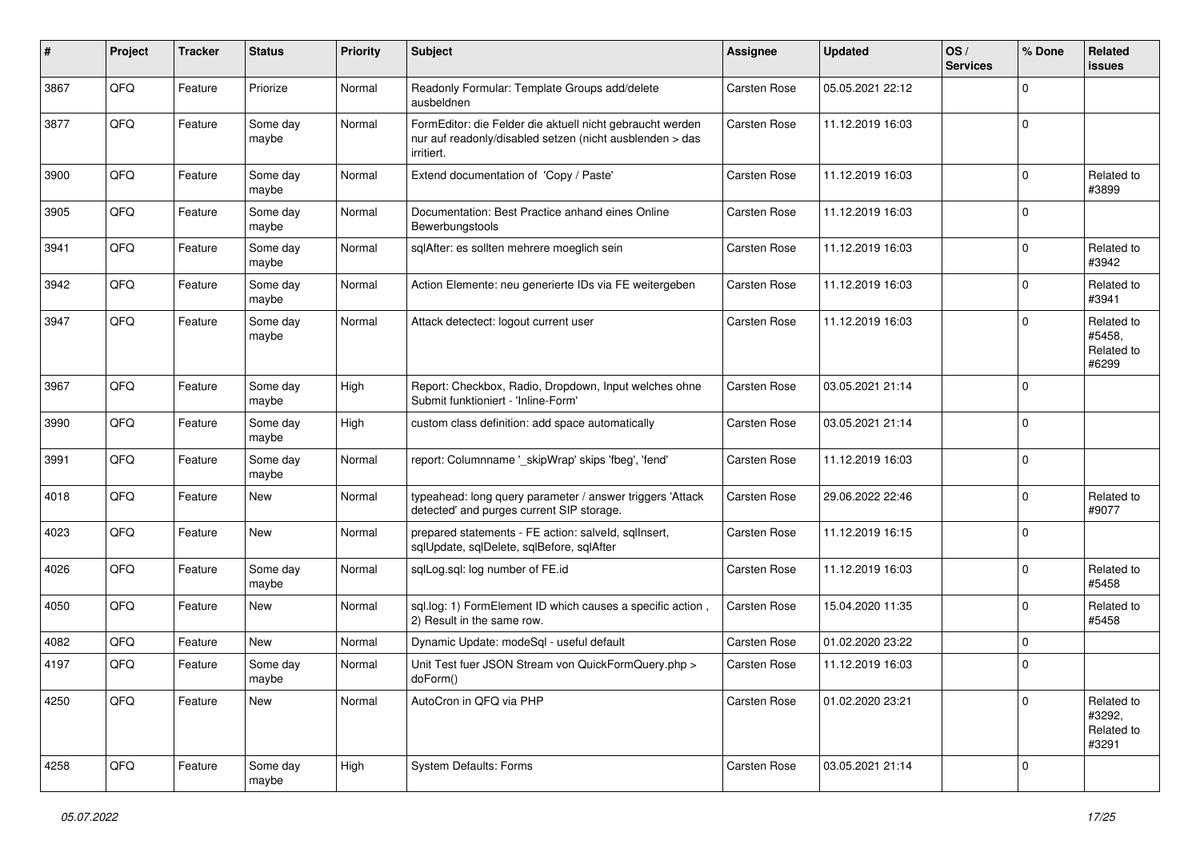| # | Project | Tracker | Status | Priority | Subject | Assignee | Updated | OS / Services | % Done | Related issues |
|---|---|---|---|---|---|---|---|---|---|---|
| 3867 | QFQ | Feature | Priorize | Normal | Readonly Formular: Template Groups add/delete ausbeldnen | Carsten Rose | 05.05.2021 22:12 | | 0 | |
| 3877 | QFQ | Feature | Some day maybe | Normal | FormEditor: die Felder die aktuell nicht gebraucht werden nur auf readonly/disabled setzen (nicht ausblenden > das irritiert. | Carsten Rose | 11.12.2019 16:03 | | 0 | |
| 3900 | QFQ | Feature | Some day maybe | Normal | Extend documentation of 'Copy / Paste' | Carsten Rose | 11.12.2019 16:03 | | 0 | Related to #3899 |
| 3905 | QFQ | Feature | Some day maybe | Normal | Documentation: Best Practice anhand eines Online Bewerbungstools | Carsten Rose | 11.12.2019 16:03 | | 0 | |
| 3941 | QFQ | Feature | Some day maybe | Normal | sqlAfter: es sollten mehrere moeglich sein | Carsten Rose | 11.12.2019 16:03 | | 0 | Related to #3942 |
| 3942 | QFQ | Feature | Some day maybe | Normal | Action Elemente: neu generierte IDs via FE weitergeben | Carsten Rose | 11.12.2019 16:03 | | 0 | Related to #3941 |
| 3947 | QFQ | Feature | Some day maybe | Normal | Attack detectect: logout current user | Carsten Rose | 11.12.2019 16:03 | | 0 | Related to #5458, Related to #6299 |
| 3967 | QFQ | Feature | Some day maybe | High | Report: Checkbox, Radio, Dropdown, Input welches ohne Submit funktioniert - 'Inline-Form' | Carsten Rose | 03.05.2021 21:14 | | 0 | |
| 3990 | QFQ | Feature | Some day maybe | High | custom class definition: add space automatically | Carsten Rose | 03.05.2021 21:14 | | 0 | |
| 3991 | QFQ | Feature | Some day maybe | Normal | report: Columnname '_skipWrap' skips 'fbeg', 'fend' | Carsten Rose | 11.12.2019 16:03 | | 0 | |
| 4018 | QFQ | Feature | New | Normal | typeahead: long query parameter / answer triggers 'Attack detected' and purges current SIP storage. | Carsten Rose | 29.06.2022 22:46 | | 0 | Related to #9077 |
| 4023 | QFQ | Feature | New | Normal | prepared statements - FE action: salveld, sqlInsert, sqlUpdate, sqlDelete, sqlBefore, sqlAfter | Carsten Rose | 11.12.2019 16:15 | | 0 | |
| 4026 | QFQ | Feature | Some day maybe | Normal | sqlLog.sql: log number of FE.id | Carsten Rose | 11.12.2019 16:03 | | 0 | Related to #5458 |
| 4050 | QFQ | Feature | New | Normal | sql.log: 1) FormElement ID which causes a specific action , 2) Result in the same row. | Carsten Rose | 15.04.2020 11:35 | | 0 | Related to #5458 |
| 4082 | QFQ | Feature | New | Normal | Dynamic Update: modeSql - useful default | Carsten Rose | 01.02.2020 23:22 | | 0 | |
| 4197 | QFQ | Feature | Some day maybe | Normal | Unit Test fuer JSON Stream von QuickFormQuery.php > doForm() | Carsten Rose | 11.12.2019 16:03 | | 0 | |
| 4250 | QFQ | Feature | New | Normal | AutoCron in QFQ via PHP | Carsten Rose | 01.02.2020 23:21 | | 0 | Related to #3292, Related to #3291 |
| 4258 | QFQ | Feature | Some day maybe | High | System Defaults: Forms | Carsten Rose | 03.05.2021 21:14 | | 0 | |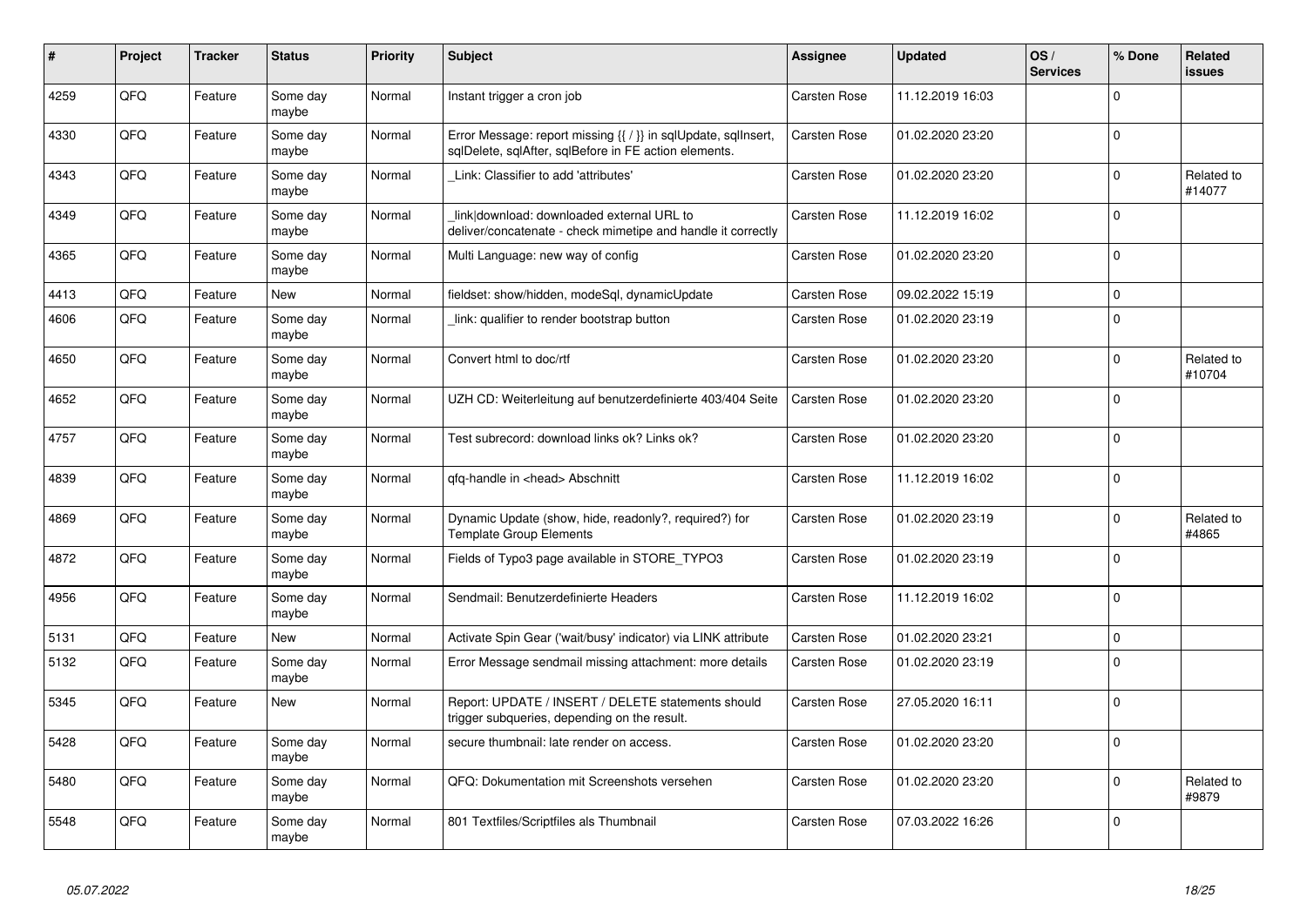| # | Project | Tracker | Status | Priority | Subject | Assignee | Updated | OS / Services | % Done | Related issues |
|---|---|---|---|---|---|---|---|---|---|---|
| 4259 | QFQ | Feature | Some day maybe | Normal | Instant trigger a cron job | Carsten Rose | 11.12.2019 16:03 | | 0 | |
| 4330 | QFQ | Feature | Some day maybe | Normal | Error Message: report missing {{ / }} in sqlUpdate, sqlInsert, sqlDelete, sqlAfter, sqlBefore in FE action elements. | Carsten Rose | 01.02.2020 23:20 | | 0 | |
| 4343 | QFQ | Feature | Some day maybe | Normal | _Link: Classifier to add 'attributes' | Carsten Rose | 01.02.2020 23:20 | | 0 | Related to #14077 |
| 4349 | QFQ | Feature | Some day maybe | Normal | _link\|download: downloaded external URL to deliver/concatenate - check mimetipe and handle it correctly | Carsten Rose | 11.12.2019 16:02 | | 0 | |
| 4365 | QFQ | Feature | Some day maybe | Normal | Multi Language: new way of config | Carsten Rose | 01.02.2020 23:20 | | 0 | |
| 4413 | QFQ | Feature | New | Normal | fieldset: show/hidden, modeSql, dynamicUpdate | Carsten Rose | 09.02.2022 15:19 | | 0 | |
| 4606 | QFQ | Feature | Some day maybe | Normal | _link: qualifier to render bootstrap button | Carsten Rose | 01.02.2020 23:19 | | 0 | |
| 4650 | QFQ | Feature | Some day maybe | Normal | Convert html to doc/rtf | Carsten Rose | 01.02.2020 23:20 | | 0 | Related to #10704 |
| 4652 | QFQ | Feature | Some day maybe | Normal | UZH CD: Weiterleitung auf benutzerdefinierte 403/404 Seite | Carsten Rose | 01.02.2020 23:20 | | 0 | |
| 4757 | QFQ | Feature | Some day maybe | Normal | Test subrecord: download links ok? Links ok? | Carsten Rose | 01.02.2020 23:20 | | 0 | |
| 4839 | QFQ | Feature | Some day maybe | Normal | qfq-handle in <head> Abschnitt | Carsten Rose | 11.12.2019 16:02 | | 0 | |
| 4869 | QFQ | Feature | Some day maybe | Normal | Dynamic Update (show, hide, readonly?, required?) for Template Group Elements | Carsten Rose | 01.02.2020 23:19 | | 0 | Related to #4865 |
| 4872 | QFQ | Feature | Some day maybe | Normal | Fields of Typo3 page available in STORE_TYPO3 | Carsten Rose | 01.02.2020 23:19 | | 0 | |
| 4956 | QFQ | Feature | Some day maybe | Normal | Sendmail: Benutzerdefinierte Headers | Carsten Rose | 11.12.2019 16:02 | | 0 | |
| 5131 | QFQ | Feature | New | Normal | Activate Spin Gear ('wait/busy' indicator) via LINK attribute | Carsten Rose | 01.02.2020 23:21 | | 0 | |
| 5132 | QFQ | Feature | Some day maybe | Normal | Error Message sendmail missing attachment: more details | Carsten Rose | 01.02.2020 23:19 | | 0 | |
| 5345 | QFQ | Feature | New | Normal | Report: UPDATE / INSERT / DELETE statements should trigger subqueries, depending on the result. | Carsten Rose | 27.05.2020 16:11 | | 0 | |
| 5428 | QFQ | Feature | Some day maybe | Normal | secure thumbnail: late render on access. | Carsten Rose | 01.02.2020 23:20 | | 0 | |
| 5480 | QFQ | Feature | Some day maybe | Normal | QFQ: Dokumentation mit Screenshots versehen | Carsten Rose | 01.02.2020 23:20 | | 0 | Related to #9879 |
| 5548 | QFQ | Feature | Some day maybe | Normal | 801 Textfiles/Scriptfiles als Thumbnail | Carsten Rose | 07.03.2022 16:26 | | 0 | |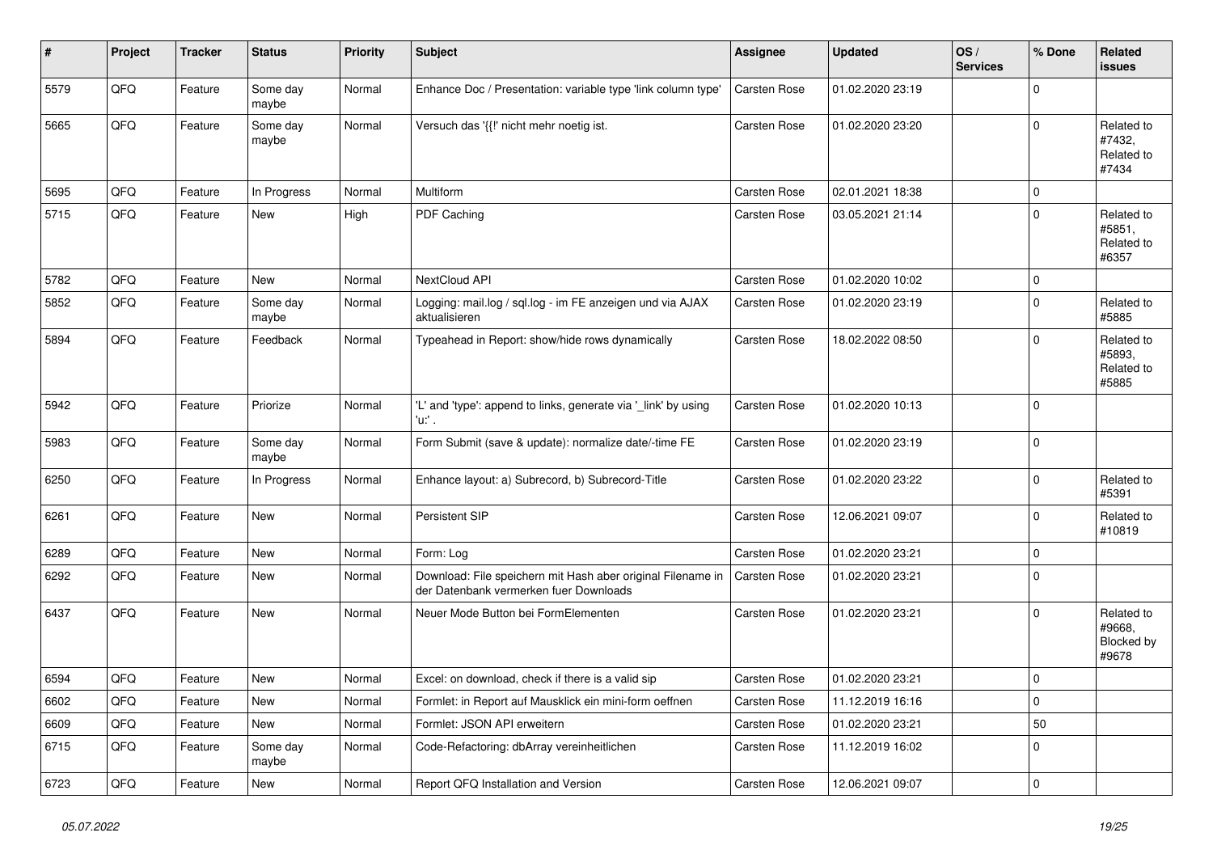| # | Project | Tracker | Status | Priority | Subject | Assignee | Updated | OS / Services | % Done | Related issues |
|---|---|---|---|---|---|---|---|---|---|---|
| 5579 | QFQ | Feature | Some day maybe | Normal | Enhance Doc / Presentation: variable type 'link column type' | Carsten Rose | 01.02.2020 23:19 | | 0 | |
| 5665 | QFQ | Feature | Some day maybe | Normal | Versuch das '{{!' nicht mehr noetig ist. | Carsten Rose | 01.02.2020 23:20 | | 0 | Related to #7432, Related to #7434 |
| 5695 | QFQ | Feature | In Progress | Normal | Multiform | Carsten Rose | 02.01.2021 18:38 | | 0 | |
| 5715 | QFQ | Feature | New | High | PDF Caching | Carsten Rose | 03.05.2021 21:14 | | 0 | Related to #5851, Related to #6357 |
| 5782 | QFQ | Feature | New | Normal | NextCloud API | Carsten Rose | 01.02.2020 10:02 | | 0 | |
| 5852 | QFQ | Feature | Some day maybe | Normal | Logging: mail.log / sql.log - im FE anzeigen und via AJAX aktualisieren | Carsten Rose | 01.02.2020 23:19 | | 0 | Related to #5885 |
| 5894 | QFQ | Feature | Feedback | Normal | Typeahead in Report: show/hide rows dynamically | Carsten Rose | 18.02.2022 08:50 | | 0 | Related to #5893, Related to #5885 |
| 5942 | QFQ | Feature | Priorize | Normal | 'L' and 'type': append to links, generate via '_link' by using 'u:' . | Carsten Rose | 01.02.2020 10:13 | | 0 | |
| 5983 | QFQ | Feature | Some day maybe | Normal | Form Submit (save & update): normalize date/-time FE | Carsten Rose | 01.02.2020 23:19 | | 0 | |
| 6250 | QFQ | Feature | In Progress | Normal | Enhance layout: a) Subrecord, b) Subrecord-Title | Carsten Rose | 01.02.2020 23:22 | | 0 | Related to #5391 |
| 6261 | QFQ | Feature | New | Normal | Persistent SIP | Carsten Rose | 12.06.2021 09:07 | | 0 | Related to #10819 |
| 6289 | QFQ | Feature | New | Normal | Form: Log | Carsten Rose | 01.02.2020 23:21 | | 0 | |
| 6292 | QFQ | Feature | New | Normal | Download: File speichern mit Hash aber original Filename in der Datenbank vermerken fuer Downloads | Carsten Rose | 01.02.2020 23:21 | | 0 | |
| 6437 | QFQ | Feature | New | Normal | Neuer Mode Button bei FormElementen | Carsten Rose | 01.02.2020 23:21 | | 0 | Related to #9668, Blocked by #9678 |
| 6594 | QFQ | Feature | New | Normal | Excel: on download, check if there is a valid sip | Carsten Rose | 01.02.2020 23:21 | | 0 | |
| 6602 | QFQ | Feature | New | Normal | Formlet: in Report auf Mausklick ein mini-form oeffnen | Carsten Rose | 11.12.2019 16:16 | | 0 | |
| 6609 | QFQ | Feature | New | Normal | Formlet: JSON API erweitern | Carsten Rose | 01.02.2020 23:21 | | 50 | |
| 6715 | QFQ | Feature | Some day maybe | Normal | Code-Refactoring: dbArray vereinheitlichen | Carsten Rose | 11.12.2019 16:02 | | 0 | |
| 6723 | QFQ | Feature | New | Normal | Report QFQ Installation and Version | Carsten Rose | 12.06.2021 09:07 | | 0 | |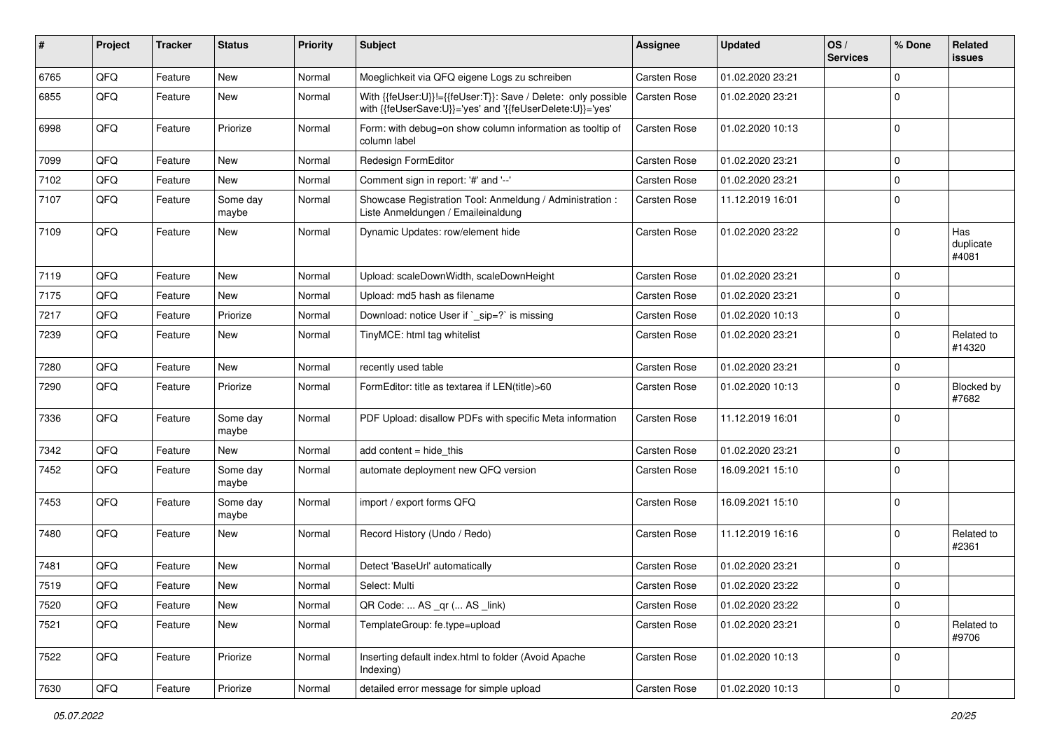| # | Project | Tracker | Status | Priority | Subject | Assignee | Updated | OS / Services | % Done | Related issues |
|---|---|---|---|---|---|---|---|---|---|---|
| 6765 | QFQ | Feature | New | Normal | Moeglichkeit via QFQ eigene Logs zu schreiben | Carsten Rose | 01.02.2020 23:21 | | 0 | |
| 6855 | QFQ | Feature | New | Normal | With {{feUser:U}}!={{feUser:T}}: Save / Delete: only possible with {{feUserSave:U}}='yes' and '{{feUserDelete:U}}='yes' | Carsten Rose | 01.02.2020 23:21 | | 0 | |
| 6998 | QFQ | Feature | Priorize | Normal | Form: with debug=on show column information as tooltip of column label | Carsten Rose | 01.02.2020 10:13 | | 0 | |
| 7099 | QFQ | Feature | New | Normal | Redesign FormEditor | Carsten Rose | 01.02.2020 23:21 | | 0 | |
| 7102 | QFQ | Feature | New | Normal | Comment sign in report: '#' and '--' | Carsten Rose | 01.02.2020 23:21 | | 0 | |
| 7107 | QFQ | Feature | Some day maybe | Normal | Showcase Registration Tool: Anmeldung / Administration : Liste Anmeldungen / Emaileinaldung | Carsten Rose | 11.12.2019 16:01 | | 0 | |
| 7109 | QFQ | Feature | New | Normal | Dynamic Updates: row/element hide | Carsten Rose | 01.02.2020 23:22 | | 0 | Has duplicate #4081 |
| 7119 | QFQ | Feature | New | Normal | Upload: scaleDownWidth, scaleDownHeight | Carsten Rose | 01.02.2020 23:21 | | 0 | |
| 7175 | QFQ | Feature | New | Normal | Upload: md5 hash as filename | Carsten Rose | 01.02.2020 23:21 | | 0 | |
| 7217 | QFQ | Feature | Priorize | Normal | Download: notice User if `_sip=?` is missing | Carsten Rose | 01.02.2020 10:13 | | 0 | |
| 7239 | QFQ | Feature | New | Normal | TinyMCE: html tag whitelist | Carsten Rose | 01.02.2020 23:21 | | 0 | Related to #14320 |
| 7280 | QFQ | Feature | New | Normal | recently used table | Carsten Rose | 01.02.2020 23:21 | | 0 | |
| 7290 | QFQ | Feature | Priorize | Normal | FormEditor: title as textarea if LEN(title)>60 | Carsten Rose | 01.02.2020 10:13 | | 0 | Blocked by #7682 |
| 7336 | QFQ | Feature | Some day maybe | Normal | PDF Upload: disallow PDFs with specific Meta information | Carsten Rose | 11.12.2019 16:01 | | 0 | |
| 7342 | QFQ | Feature | New | Normal | add content = hide_this | Carsten Rose | 01.02.2020 23:21 | | 0 | |
| 7452 | QFQ | Feature | Some day maybe | Normal | automate deployment new QFQ version | Carsten Rose | 16.09.2021 15:10 | | 0 | |
| 7453 | QFQ | Feature | Some day maybe | Normal | import / export forms QFQ | Carsten Rose | 16.09.2021 15:10 | | 0 | |
| 7480 | QFQ | Feature | New | Normal | Record History (Undo / Redo) | Carsten Rose | 11.12.2019 16:16 | | 0 | Related to #2361 |
| 7481 | QFQ | Feature | New | Normal | Detect 'BaseUrl' automatically | Carsten Rose | 01.02.2020 23:21 | | 0 | |
| 7519 | QFQ | Feature | New | Normal | Select: Multi | Carsten Rose | 01.02.2020 23:22 | | 0 | |
| 7520 | QFQ | Feature | New | Normal | QR Code: ... AS _qr (... AS _link) | Carsten Rose | 01.02.2020 23:22 | | 0 | |
| 7521 | QFQ | Feature | New | Normal | TemplateGroup: fe.type=upload | Carsten Rose | 01.02.2020 23:21 | | 0 | Related to #9706 |
| 7522 | QFQ | Feature | Priorize | Normal | Inserting default index.html to folder (Avoid Apache Indexing) | Carsten Rose | 01.02.2020 10:13 | | 0 | |
| 7630 | QFQ | Feature | Priorize | Normal | detailed error message for simple upload | Carsten Rose | 01.02.2020 10:13 | | 0 | |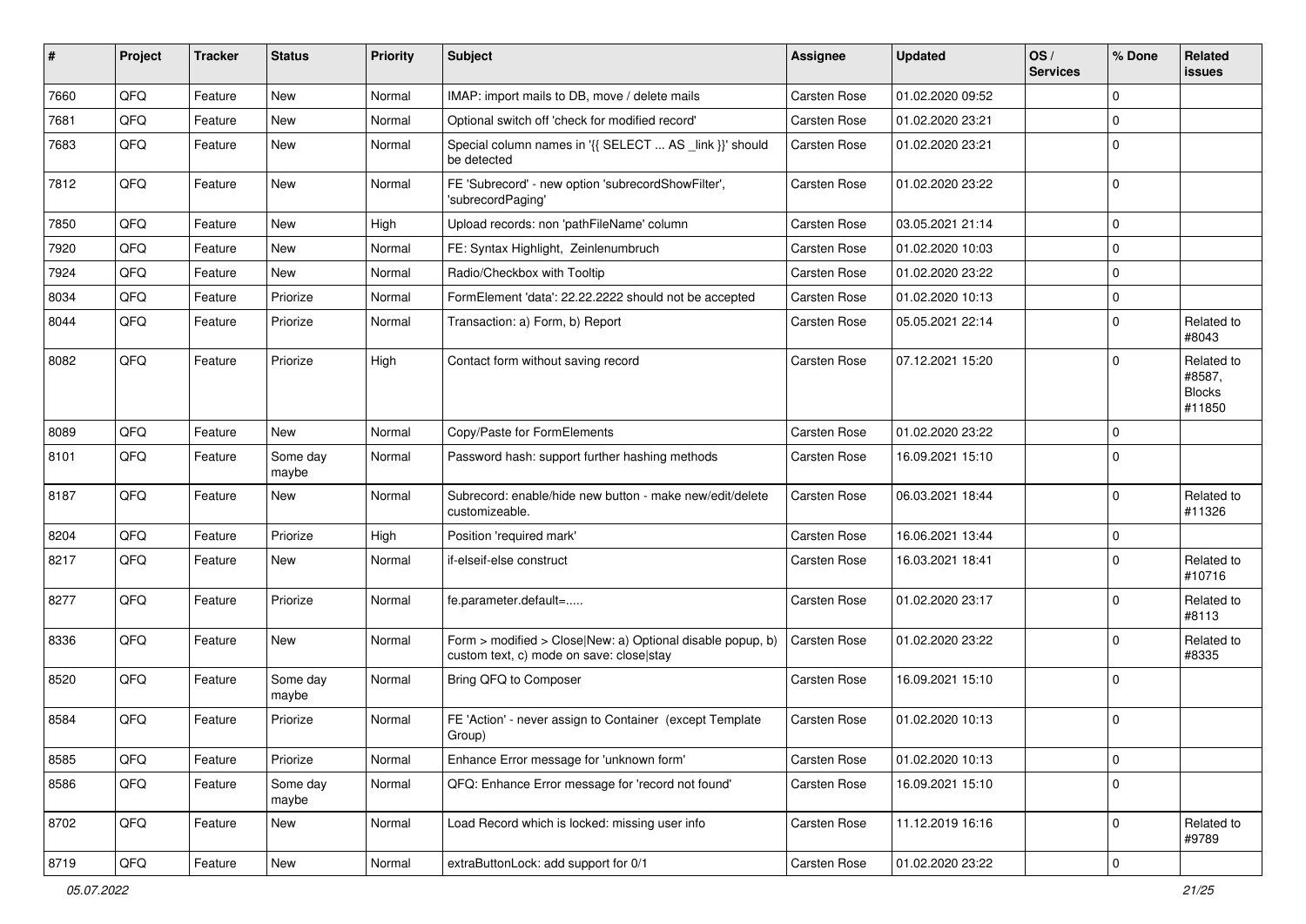| # | Project | Tracker | Status | Priority | Subject | Assignee | Updated | OS / Services | % Done | Related issues |
|---|---|---|---|---|---|---|---|---|---|---|
| 7660 | QFQ | Feature | New | Normal | IMAP: import mails to DB, move / delete mails | Carsten Rose | 01.02.2020 09:52 | | 0 | |
| 7681 | QFQ | Feature | New | Normal | Optional switch off 'check for modified record' | Carsten Rose | 01.02.2020 23:21 | | 0 | |
| 7683 | QFQ | Feature | New | Normal | Special column names in '{{ SELECT ... AS _link }}' should be detected | Carsten Rose | 01.02.2020 23:21 | | 0 | |
| 7812 | QFQ | Feature | New | Normal | FE 'Subrecord' - new option 'subrecordShowFilter', 'subrecordPaging' | Carsten Rose | 01.02.2020 23:22 | | 0 | |
| 7850 | QFQ | Feature | New | High | Upload records: non 'pathFileName' column | Carsten Rose | 03.05.2021 21:14 | | 0 | |
| 7920 | QFQ | Feature | New | Normal | FE: Syntax Highlight, Zeinlenumbruch | Carsten Rose | 01.02.2020 10:03 | | 0 | |
| 7924 | QFQ | Feature | New | Normal | Radio/Checkbox with Tooltip | Carsten Rose | 01.02.2020 23:22 | | 0 | |
| 8034 | QFQ | Feature | Priorize | Normal | FormElement 'data': 22.22.2222 should not be accepted | Carsten Rose | 01.02.2020 10:13 | | 0 | |
| 8044 | QFQ | Feature | Priorize | Normal | Transaction: a) Form, b) Report | Carsten Rose | 05.05.2021 22:14 | | 0 | Related to #8043 |
| 8082 | QFQ | Feature | Priorize | High | Contact form without saving record | Carsten Rose | 07.12.2021 15:20 | | 0 | Related to #8587, Blocks #11850 |
| 8089 | QFQ | Feature | New | Normal | Copy/Paste for FormElements | Carsten Rose | 01.02.2020 23:22 | | 0 | |
| 8101 | QFQ | Feature | Some day maybe | Normal | Password hash: support further hashing methods | Carsten Rose | 16.09.2021 15:10 | | 0 | |
| 8187 | QFQ | Feature | New | Normal | Subrecord: enable/hide new button - make new/edit/delete customizeable. | Carsten Rose | 06.03.2021 18:44 | | 0 | Related to #11326 |
| 8204 | QFQ | Feature | Priorize | High | Position 'required mark' | Carsten Rose | 16.06.2021 13:44 | | 0 | |
| 8217 | QFQ | Feature | New | Normal | if-elseif-else construct | Carsten Rose | 16.03.2021 18:41 | | 0 | Related to #10716 |
| 8277 | QFQ | Feature | Priorize | Normal | fe.parameter.default=..... | Carsten Rose | 01.02.2020 23:17 | | 0 | Related to #8113 |
| 8336 | QFQ | Feature | New | Normal | Form > modified > Close\|New: a) Optional disable popup, b) custom text, c) mode on save: close\|stay | Carsten Rose | 01.02.2020 23:22 | | 0 | Related to #8335 |
| 8520 | QFQ | Feature | Some day maybe | Normal | Bring QFQ to Composer | Carsten Rose | 16.09.2021 15:10 | | 0 | |
| 8584 | QFQ | Feature | Priorize | Normal | FE 'Action' - never assign to Container (except Template Group) | Carsten Rose | 01.02.2020 10:13 | | 0 | |
| 8585 | QFQ | Feature | Priorize | Normal | Enhance Error message for 'unknown form' | Carsten Rose | 01.02.2020 10:13 | | 0 | |
| 8586 | QFQ | Feature | Some day maybe | Normal | QFQ: Enhance Error message for 'record not found' | Carsten Rose | 16.09.2021 15:10 | | 0 | |
| 8702 | QFQ | Feature | New | Normal | Load Record which is locked: missing user info | Carsten Rose | 11.12.2019 16:16 | | 0 | Related to #9789 |
| 8719 | QFQ | Feature | New | Normal | extraButtonLock: add support for 0/1 | Carsten Rose | 01.02.2020 23:22 | | 0 | |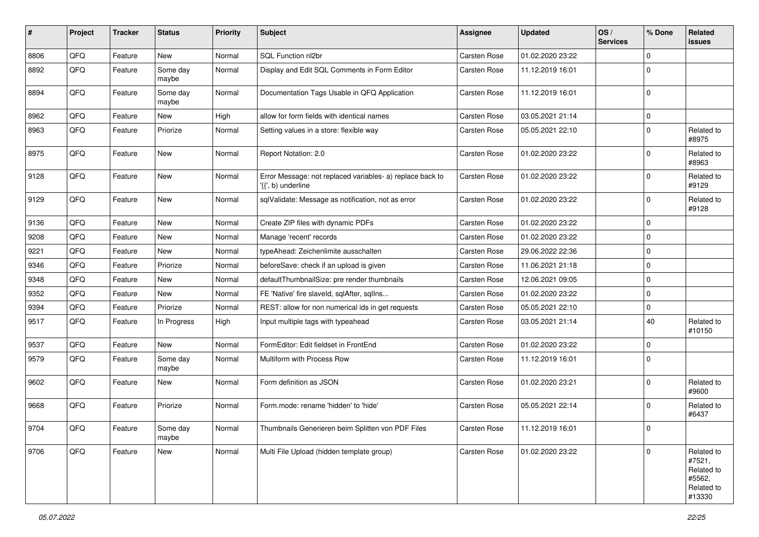| # | Project | Tracker | Status | Priority | Subject | Assignee | Updated | OS / Services | % Done | Related issues |
|---|---|---|---|---|---|---|---|---|---|---|
| 8806 | QFQ | Feature | New | Normal | SQL Function nl2br | Carsten Rose | 01.02.2020 23:22 | | 0 | |
| 8892 | QFQ | Feature | Some day maybe | Normal | Display and Edit SQL Comments in Form Editor | Carsten Rose | 11.12.2019 16:01 | | 0 | |
| 8894 | QFQ | Feature | Some day maybe | Normal | Documentation Tags Usable in QFQ Application | Carsten Rose | 11.12.2019 16:01 | | 0 | |
| 8962 | QFQ | Feature | New | High | allow for form fields with identical names | Carsten Rose | 03.05.2021 21:14 | | 0 | |
| 8963 | QFQ | Feature | Priorize | Normal | Setting values in a store: flexible way | Carsten Rose | 05.05.2021 22:10 | | 0 | Related to #8975 |
| 8975 | QFQ | Feature | New | Normal | Report Notation: 2.0 | Carsten Rose | 01.02.2020 23:22 | | 0 | Related to #8963 |
| 9128 | QFQ | Feature | New | Normal | Error Message: not replaced variables- a) replace back to '{{', b) underline | Carsten Rose | 01.02.2020 23:22 | | 0 | Related to #9129 |
| 9129 | QFQ | Feature | New | Normal | sqlValidate: Message as notification, not as error | Carsten Rose | 01.02.2020 23:22 | | 0 | Related to #9128 |
| 9136 | QFQ | Feature | New | Normal | Create ZIP files with dynamic PDFs | Carsten Rose | 01.02.2020 23:22 | | 0 | |
| 9208 | QFQ | Feature | New | Normal | Manage 'recent' records | Carsten Rose | 01.02.2020 23:22 | | 0 | |
| 9221 | QFQ | Feature | New | Normal | typeAhead: Zeichenlimite ausschalten | Carsten Rose | 29.06.2022 22:36 | | 0 | |
| 9346 | QFQ | Feature | Priorize | Normal | beforeSave: check if an upload is given | Carsten Rose | 11.06.2021 21:18 | | 0 | |
| 9348 | QFQ | Feature | New | Normal | defaultThumbnailSize: pre render thumbnails | Carsten Rose | 12.06.2021 09:05 | | 0 | |
| 9352 | QFQ | Feature | New | Normal | FE 'Native' fire slaveId, sqlAfter, sqlIns... | Carsten Rose | 01.02.2020 23:22 | | 0 | |
| 9394 | QFQ | Feature | Priorize | Normal | REST: allow for non numerical ids in get requests | Carsten Rose | 05.05.2021 22:10 | | 0 | |
| 9517 | QFQ | Feature | In Progress | High | Input multiple tags with typeahead | Carsten Rose | 03.05.2021 21:14 | | 40 | Related to #10150 |
| 9537 | QFQ | Feature | New | Normal | FormEditor: Edit fieldset in FrontEnd | Carsten Rose | 01.02.2020 23:22 | | 0 | |
| 9579 | QFQ | Feature | Some day maybe | Normal | Multiform with Process Row | Carsten Rose | 11.12.2019 16:01 | | 0 | |
| 9602 | QFQ | Feature | New | Normal | Form definition as JSON | Carsten Rose | 01.02.2020 23:21 | | 0 | Related to #9600 |
| 9668 | QFQ | Feature | Priorize | Normal | Form.mode: rename 'hidden' to 'hide' | Carsten Rose | 05.05.2021 22:14 | | 0 | Related to #6437 |
| 9704 | QFQ | Feature | Some day maybe | Normal | Thumbnails Generieren beim Splitten von PDF Files | Carsten Rose | 11.12.2019 16:01 | | 0 | |
| 9706 | QFQ | Feature | New | Normal | Multi File Upload (hidden template group) | Carsten Rose | 01.02.2020 23:22 | | 0 | Related to #7521, Related to #5562, Related to #13330 |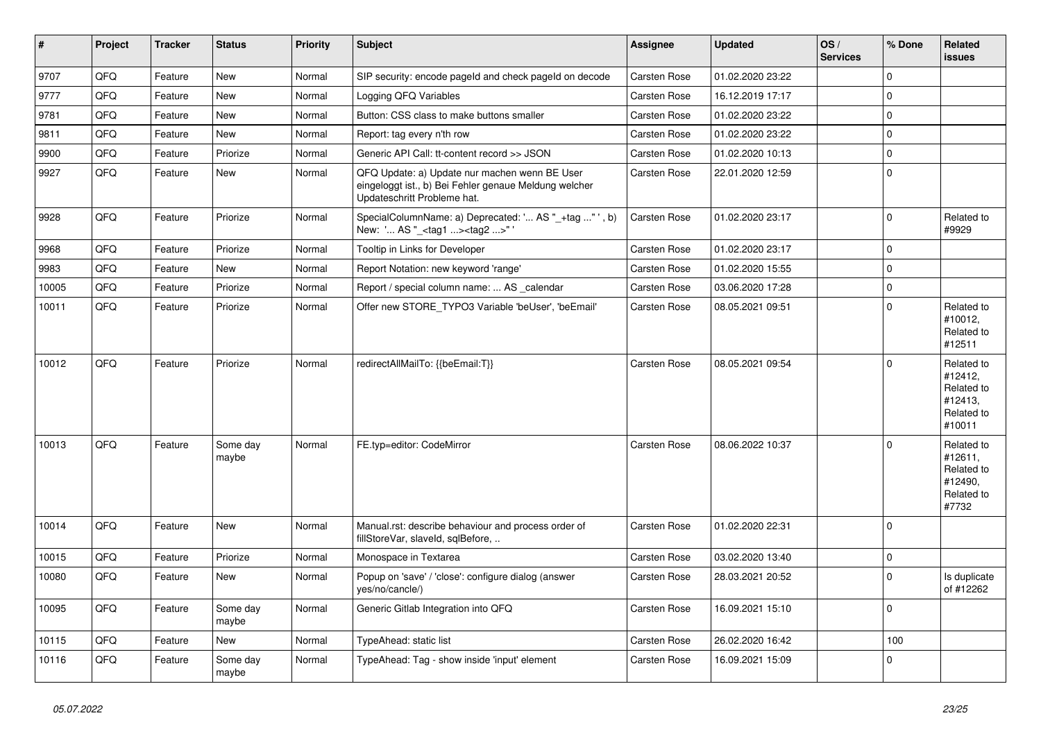| # | Project | Tracker | Status | Priority | Subject | Assignee | Updated | OS / Services | % Done | Related issues |
|---|---|---|---|---|---|---|---|---|---|---|
| 9707 | QFQ | Feature | New | Normal | SIP security: encode pageId and check pageId on decode | Carsten Rose | 01.02.2020 23:22 | | 0 | |
| 9777 | QFQ | Feature | New | Normal | Logging QFQ Variables | Carsten Rose | 16.12.2019 17:17 | | 0 | |
| 9781 | QFQ | Feature | New | Normal | Button: CSS class to make buttons smaller | Carsten Rose | 01.02.2020 23:22 | | 0 | |
| 9811 | QFQ | Feature | New | Normal | Report: tag every n'th row | Carsten Rose | 01.02.2020 23:22 | | 0 | |
| 9900 | QFQ | Feature | Priorize | Normal | Generic API Call: tt-content record >> JSON | Carsten Rose | 01.02.2020 10:13 | | 0 | |
| 9927 | QFQ | Feature | New | Normal | QFQ Update: a) Update nur machen wenn BE User eingeloggt ist., b) Bei Fehler genaue Meldung welcher Updateschritt Probleme hat. | Carsten Rose | 22.01.2020 12:59 | | 0 | |
| 9928 | QFQ | Feature | Priorize | Normal | SpecialColumnName: a) Deprecated: '... AS "_+tag ..." ', b) New: '... AS "_<tag1 ...><tag2 ...>" ' | Carsten Rose | 01.02.2020 23:17 | | 0 | Related to #9929 |
| 9968 | QFQ | Feature | Priorize | Normal | Tooltip in Links for Developer | Carsten Rose | 01.02.2020 23:17 | | 0 | |
| 9983 | QFQ | Feature | New | Normal | Report Notation: new keyword 'range' | Carsten Rose | 01.02.2020 15:55 | | 0 | |
| 10005 | QFQ | Feature | Priorize | Normal | Report / special column name: ... AS _calendar | Carsten Rose | 03.06.2020 17:28 | | 0 | |
| 10011 | QFQ | Feature | Priorize | Normal | Offer new STORE_TYPO3 Variable 'beUser', 'beEmail' | Carsten Rose | 08.05.2021 09:51 | | 0 | Related to #10012, Related to #12511 |
| 10012 | QFQ | Feature | Priorize | Normal | redirectAllMailTo: {{beEmail:T}} | Carsten Rose | 08.05.2021 09:54 | | 0 | Related to #12412, Related to #12413, Related to #10011 |
| 10013 | QFQ | Feature | Some day maybe | Normal | FE.typ=editor: CodeMirror | Carsten Rose | 08.06.2022 10:37 | | 0 | Related to #12611, Related to #12490, Related to #7732 |
| 10014 | QFQ | Feature | New | Normal | Manual.rst: describe behaviour and process order of fillStoreVar, slaveId, sqlBefore, .. | Carsten Rose | 01.02.2020 22:31 | | 0 | |
| 10015 | QFQ | Feature | Priorize | Normal | Monospace in Textarea | Carsten Rose | 03.02.2020 13:40 | | 0 | |
| 10080 | QFQ | Feature | New | Normal | Popup on 'save' / 'close': configure dialog (answer yes/no/cancle/) | Carsten Rose | 28.03.2021 20:52 | | 0 | Is duplicate of #12262 |
| 10095 | QFQ | Feature | Some day maybe | Normal | Generic Gitlab Integration into QFQ | Carsten Rose | 16.09.2021 15:10 | | 0 | |
| 10115 | QFQ | Feature | New | Normal | TypeAhead: static list | Carsten Rose | 26.02.2020 16:42 | | 100 | |
| 10116 | QFQ | Feature | Some day maybe | Normal | TypeAhead: Tag - show inside 'input' element | Carsten Rose | 16.09.2021 15:09 | | 0 | |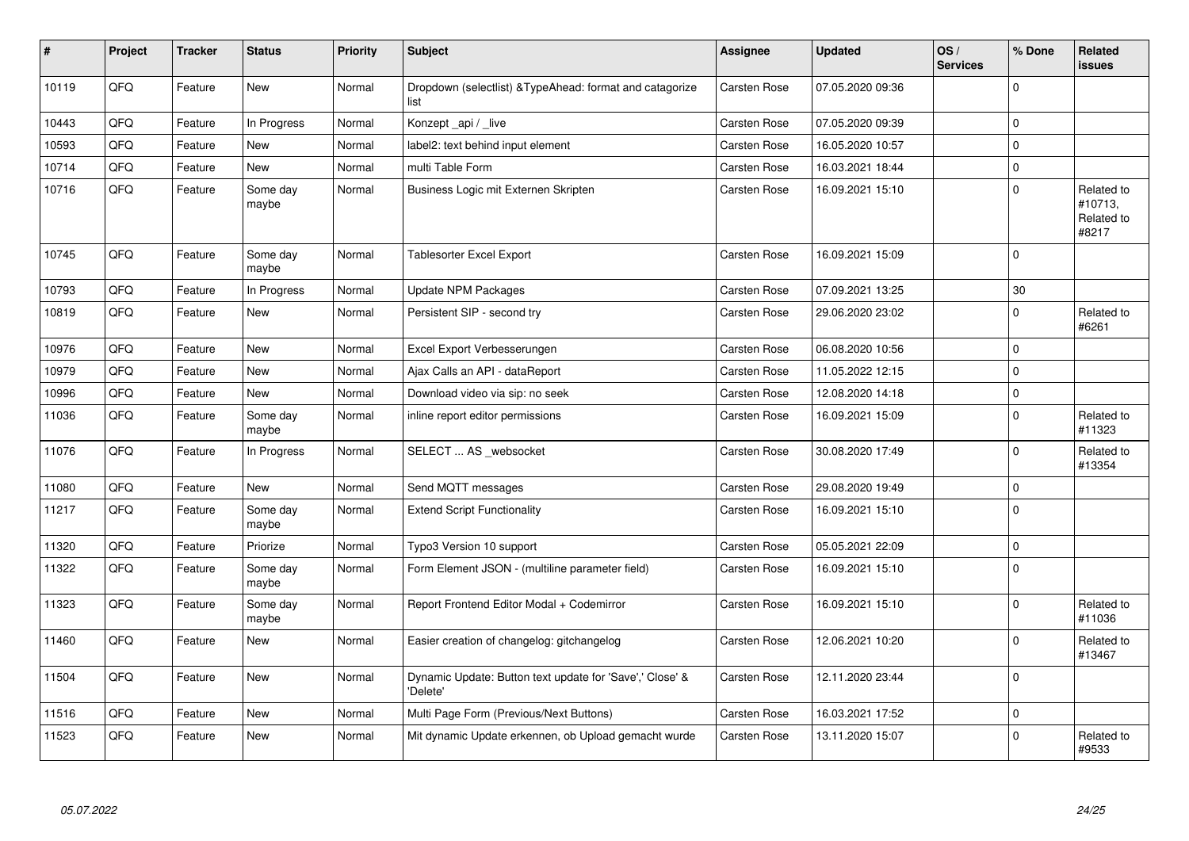| # | Project | Tracker | Status | Priority | Subject | Assignee | Updated | OS / Services | % Done | Related issues |
|---|---|---|---|---|---|---|---|---|---|---|
| 10119 | QFQ | Feature | New | Normal | Dropdown (selectlist) &TypeAhead: format and catagorize list | Carsten Rose | 07.05.2020 09:36 | | 0 | |
| 10443 | QFQ | Feature | In Progress | Normal | Konzept _api / _live | Carsten Rose | 07.05.2020 09:39 | | 0 | |
| 10593 | QFQ | Feature | New | Normal | label2: text behind input element | Carsten Rose | 16.05.2020 10:57 | | 0 | |
| 10714 | QFQ | Feature | New | Normal | multi Table Form | Carsten Rose | 16.03.2021 18:44 | | 0 | |
| 10716 | QFQ | Feature | Some day maybe | Normal | Business Logic mit Externen Skripten | Carsten Rose | 16.09.2021 15:10 | | 0 | Related to #10713, Related to #8217 |
| 10745 | QFQ | Feature | Some day maybe | Normal | Tablesorter Excel Export | Carsten Rose | 16.09.2021 15:09 | | 0 | |
| 10793 | QFQ | Feature | In Progress | Normal | Update NPM Packages | Carsten Rose | 07.09.2021 13:25 | | 30 | |
| 10819 | QFQ | Feature | New | Normal | Persistent SIP - second try | Carsten Rose | 29.06.2020 23:02 | | 0 | Related to #6261 |
| 10976 | QFQ | Feature | New | Normal | Excel Export Verbesserungen | Carsten Rose | 06.08.2020 10:56 | | 0 | |
| 10979 | QFQ | Feature | New | Normal | Ajax Calls an API - dataReport | Carsten Rose | 11.05.2022 12:15 | | 0 | |
| 10996 | QFQ | Feature | New | Normal | Download video via sip: no seek | Carsten Rose | 12.08.2020 14:18 | | 0 | |
| 11036 | QFQ | Feature | Some day maybe | Normal | inline report editor permissions | Carsten Rose | 16.09.2021 15:09 | | 0 | Related to #11323 |
| 11076 | QFQ | Feature | In Progress | Normal | SELECT ... AS _websocket | Carsten Rose | 30.08.2020 17:49 | | 0 | Related to #13354 |
| 11080 | QFQ | Feature | New | Normal | Send MQTT messages | Carsten Rose | 29.08.2020 19:49 | | 0 | |
| 11217 | QFQ | Feature | Some day maybe | Normal | Extend Script Functionality | Carsten Rose | 16.09.2021 15:10 | | 0 | |
| 11320 | QFQ | Feature | Priorize | Normal | Typo3 Version 10 support | Carsten Rose | 05.05.2021 22:09 | | 0 | |
| 11322 | QFQ | Feature | Some day maybe | Normal | Form Element JSON - (multiline parameter field) | Carsten Rose | 16.09.2021 15:10 | | 0 | |
| 11323 | QFQ | Feature | Some day maybe | Normal | Report Frontend Editor Modal + Codemirror | Carsten Rose | 16.09.2021 15:10 | | 0 | Related to #11036 |
| 11460 | QFQ | Feature | New | Normal | Easier creation of changelog: gitchangelog | Carsten Rose | 12.06.2021 10:20 | | 0 | Related to #13467 |
| 11504 | QFQ | Feature | New | Normal | Dynamic Update: Button text update for 'Save',' Close' & 'Delete' | Carsten Rose | 12.11.2020 23:44 | | 0 | |
| 11516 | QFQ | Feature | New | Normal | Multi Page Form (Previous/Next Buttons) | Carsten Rose | 16.03.2021 17:52 | | 0 | |
| 11523 | QFQ | Feature | New | Normal | Mit dynamic Update erkennen, ob Upload gemacht wurde | Carsten Rose | 13.11.2020 15:07 | | 0 | Related to #9533 |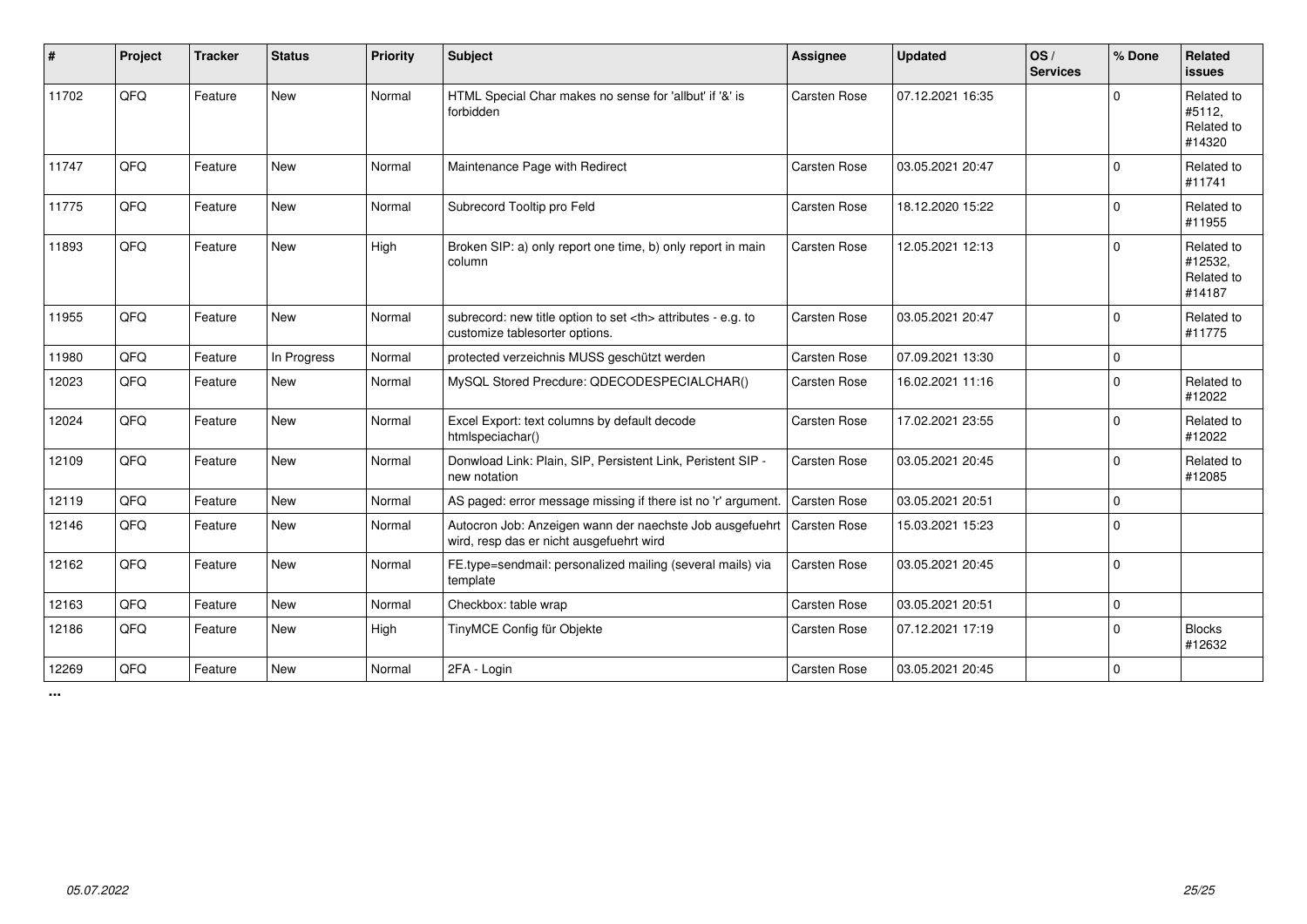| # | Project | Tracker | Status | Priority | Subject | Assignee | Updated | OS / Services | % Done | Related issues |
|---|---|---|---|---|---|---|---|---|---|---|
| 11702 | QFQ | Feature | New | Normal | HTML Special Char makes no sense for 'allbut' if '&' is forbidden | Carsten Rose | 07.12.2021 16:35 | | 0 | Related to #5112, Related to #14320 |
| 11747 | QFQ | Feature | New | Normal | Maintenance Page with Redirect | Carsten Rose | 03.05.2021 20:47 | | 0 | Related to #11741 |
| 11775 | QFQ | Feature | New | Normal | Subrecord Tooltip pro Feld | Carsten Rose | 18.12.2020 15:22 | | 0 | Related to #11955 |
| 11893 | QFQ | Feature | New | High | Broken SIP: a) only report one time, b) only report in main column | Carsten Rose | 12.05.2021 12:13 | | 0 | Related to #12532, Related to #14187 |
| 11955 | QFQ | Feature | New | Normal | subrecord: new title option to set <th> attributes - e.g. to customize tablesorter options. | Carsten Rose | 03.05.2021 20:47 | | 0 | Related to #11775 |
| 11980 | QFQ | Feature | In Progress | Normal | protected verzeichnis MUSS geschützt werden | Carsten Rose | 07.09.2021 13:30 | | 0 | |
| 12023 | QFQ | Feature | New | Normal | MySQL Stored Precdure: QDECODESPECIALCHAR() | Carsten Rose | 16.02.2021 11:16 | | 0 | Related to #12022 |
| 12024 | QFQ | Feature | New | Normal | Excel Export: text columns by default decode htmlspeciachar() | Carsten Rose | 17.02.2021 23:55 | | 0 | Related to #12022 |
| 12109 | QFQ | Feature | New | Normal | Donwload Link: Plain, SIP, Persistent Link, Peristent SIP - new notation | Carsten Rose | 03.05.2021 20:45 | | 0 | Related to #12085 |
| 12119 | QFQ | Feature | New | Normal | AS paged: error message missing if there ist no 'r' argument. | Carsten Rose | 03.05.2021 20:51 | | 0 | |
| 12146 | QFQ | Feature | New | Normal | Autocron Job: Anzeigen wann der naechste Job ausgefuehrt wird, resp das er nicht ausgefuehrt wird | Carsten Rose | 15.03.2021 15:23 | | 0 | |
| 12162 | QFQ | Feature | New | Normal | FE.type=sendmail: personalized mailing (several mails) via template | Carsten Rose | 03.05.2021 20:45 | | 0 | |
| 12163 | QFQ | Feature | New | Normal | Checkbox: table wrap | Carsten Rose | 03.05.2021 20:51 | | 0 | |
| 12186 | QFQ | Feature | New | High | TinyMCE Config für Objekte | Carsten Rose | 07.12.2021 17:19 | | 0 | Blocks #12632 |
| 12269 | QFQ | Feature | New | Normal | 2FA - Login | Carsten Rose | 03.05.2021 20:45 | | 0 | |

...